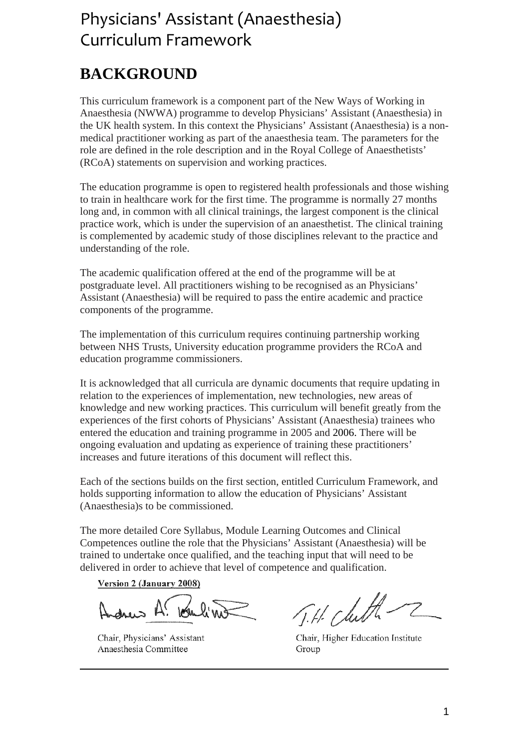# Physicians' Assistant (Anaesthesia) Curriculum Framework

## BACKGROUND

This curriculum framework is a component part of the New Ways of Working in Anaesthesia (NWWA) programme to develop Physicians' Assistant (Anaesthesia) in the UK health system. In this context the Physicians' Assistant (Anaesthesia) is a non-medical practitioner working as part of the anaesthesia team. The parameters for the role are defined in the role description and in the Royal College of Anaesthetists' (RCoA) statements on supervision and working practices.

The education programme is open to registered health professionals and those wishing to train in healthcare work for the first time. The programme is normally 27 months long and, in common with all clinical trainings, the largest component is the clinical practice work, which is under the supervision of an anaesthetist. The clinical training is complemented by academic study of those disciplines relevant to the practice and understanding of the role.

The academic qualification offered at the end of the programme will be at postgraduate level. All practitioners wishing to be recognised as an Physicians' Assistant (Anaesthesia) will be required to pass the entire academic and practice components of the programme.

The implementation of this curriculum requires continuing partnership working between NHS Trusts, University education programme providers the RCoA and education programme commissioners.

It is acknowledged that all curricula are dynamic documents that require updating in relation to the experiences of implementation, new technologies, new areas of knowledge and new working practices. This curriculum will benefit greatly from the experiences of the first cohorts of Physicians' Assistant (Anaesthesia) trainees who entered the education and training programme in 2005 and 2006. There will be ongoing evaluation and updating as experience of training these practitioners' increases and future iterations of this document will reflect this.

Each of the sections builds on the first section, entitled Curriculum Framework, and holds supporting information to allow the education of Physicians' Assistant (Anaesthesia)s to be commissioned.

The more detailed Core Syllabus, Module Learning Outcomes and Clinical Competences outline the role that the Physicians' Assistant (Anaesthesia) will be trained to undertake once qualified, and the teaching input that will need to be delivered in order to achieve that level of competence and qualification.

**Version 2 (January 2008)**

Chair, Physicians' Assistant Anaesthesia Committee

Chair, Higher Education Institute Group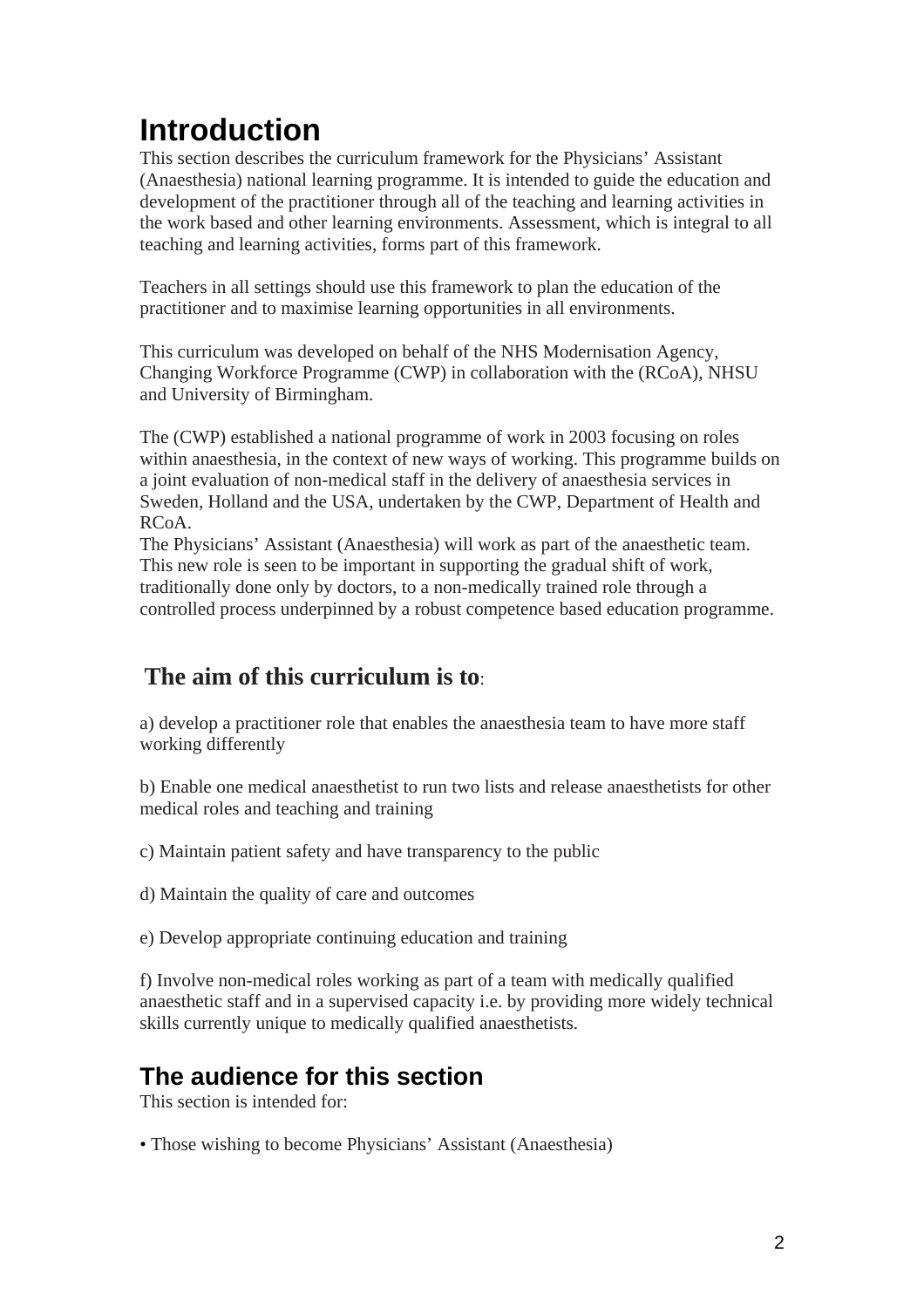# Introduction

This section describes the curriculum framework for the Physicians' Assistant (Anaesthesia) national learning programme. It is intended to guide the education and development of the practitioner through all of the teaching and learning activities in the work based and other learning environments. Assessment, which is integral to all teaching and learning activities, forms part of this framework.

Teachers in all settings should use this framework to plan the education of the practitioner and to maximise learning opportunities in all environments.

This curriculum was developed on behalf of the NHS Modernisation Agency, Changing Workforce Programme (CWP) in collaboration with the (RCoA), NHSU and University of Birmingham.

The (CWP) established a national programme of work in 2003 focusing on roles within anaesthesia, in the context of new ways of working. This programme builds on a joint evaluation of non-medical staff in the delivery of anaesthesia services in Sweden, Holland and the USA, undertaken by the CWP, Department of Health and RCoA.
The Physicians' Assistant (Anaesthesia) will work as part of the anaesthetic team. This new role is seen to be important in supporting the gradual shift of work, traditionally done only by doctors, to a non-medically trained role through a controlled process underpinned by a robust competence based education programme.

## The aim of this curriculum is to:

a) develop a practitioner role that enables the anaesthesia team to have more staff working differently

b) Enable one medical anaesthetist to run two lists and release anaesthetists for other medical roles and teaching and training

c) Maintain patient safety and have transparency to the public

d) Maintain the quality of care and outcomes

e) Develop appropriate continuing education and training

f) Involve non-medical roles working as part of a team with medically qualified anaesthetic staff and in a supervised capacity i.e. by providing more widely technical skills currently unique to medically qualified anaesthetists.

## The audience for this section

This section is intended for:

• Those wishing to become Physicians' Assistant (Anaesthesia)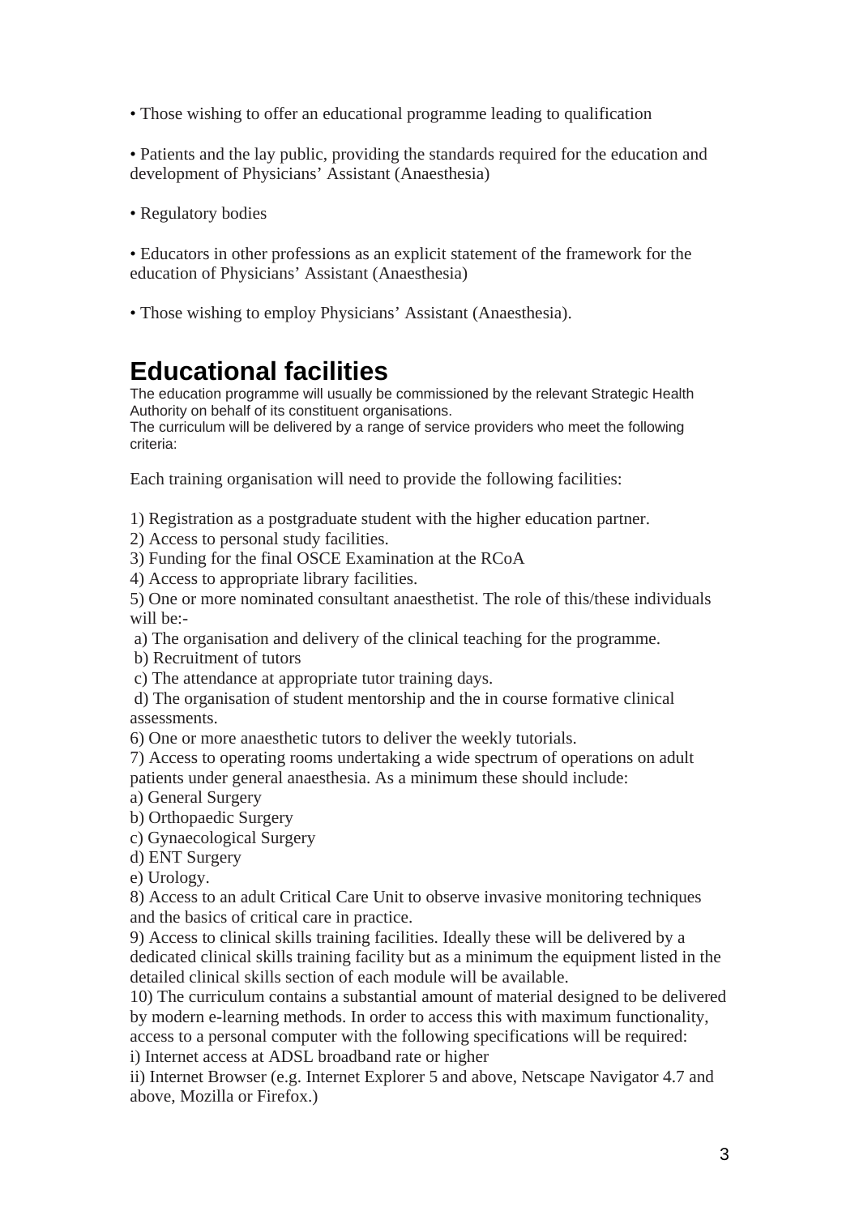• Those wishing to offer an educational programme leading to qualification

• Patients and the lay public, providing the standards required for the education and development of Physicians' Assistant (Anaesthesia)

• Regulatory bodies

• Educators in other professions as an explicit statement of the framework for the education of Physicians' Assistant (Anaesthesia)

• Those wishing to employ Physicians' Assistant (Anaesthesia).

## Educational facilities

The education programme will usually be commissioned by the relevant Strategic Health Authority on behalf of its constituent organisations.
The curriculum will be delivered by a range of service providers who meet the following criteria:

Each training organisation will need to provide the following facilities:

1) Registration as a postgraduate student with the higher education partner.
2) Access to personal study facilities.
3) Funding for the final OSCE Examination at the RCoA
4) Access to appropriate library facilities.
5) One or more nominated consultant anaesthetist. The role of this/these individuals will be:-
 a) The organisation and delivery of the clinical teaching for the programme.
 b) Recruitment of tutors
 c) The attendance at appropriate tutor training days.
 d) The organisation of student mentorship and the in course formative clinical assessments.
6) One or more anaesthetic tutors to deliver the weekly tutorials.
7) Access to operating rooms undertaking a wide spectrum of operations on adult patients under general anaesthesia. As a minimum these should include:
a) General Surgery
b) Orthopaedic Surgery
c) Gynaecological Surgery
d) ENT Surgery
e) Urology.
8) Access to an adult Critical Care Unit to observe invasive monitoring techniques and the basics of critical care in practice.
9) Access to clinical skills training facilities. Ideally these will be delivered by a dedicated clinical skills training facility but as a minimum the equipment listed in the detailed clinical skills section of each module will be available.
10) The curriculum contains a substantial amount of material designed to be delivered by modern e-learning methods. In order to access this with maximum functionality, access to a personal computer with the following specifications will be required:
i) Internet access at ADSL broadband rate or higher
ii) Internet Browser (e.g. Internet Explorer 5 and above, Netscape Navigator 4.7 and above, Mozilla or Firefox.)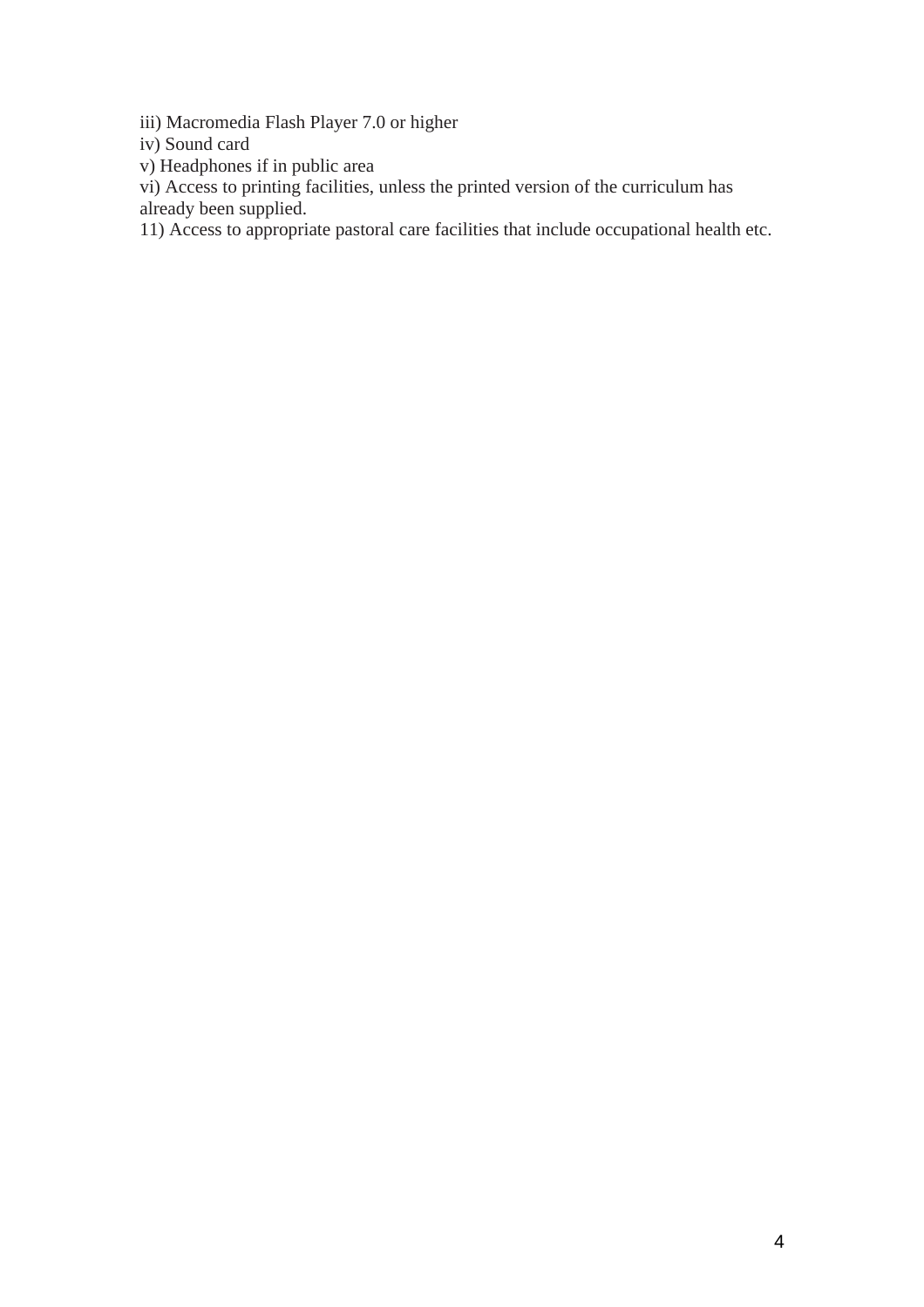iii) Macromedia Flash Player 7.0 or higher
iv) Sound card
v) Headphones if in public area
vi) Access to printing facilities, unless the printed version of the curriculum has already been supplied.
11) Access to appropriate pastoral care facilities that include occupational health etc.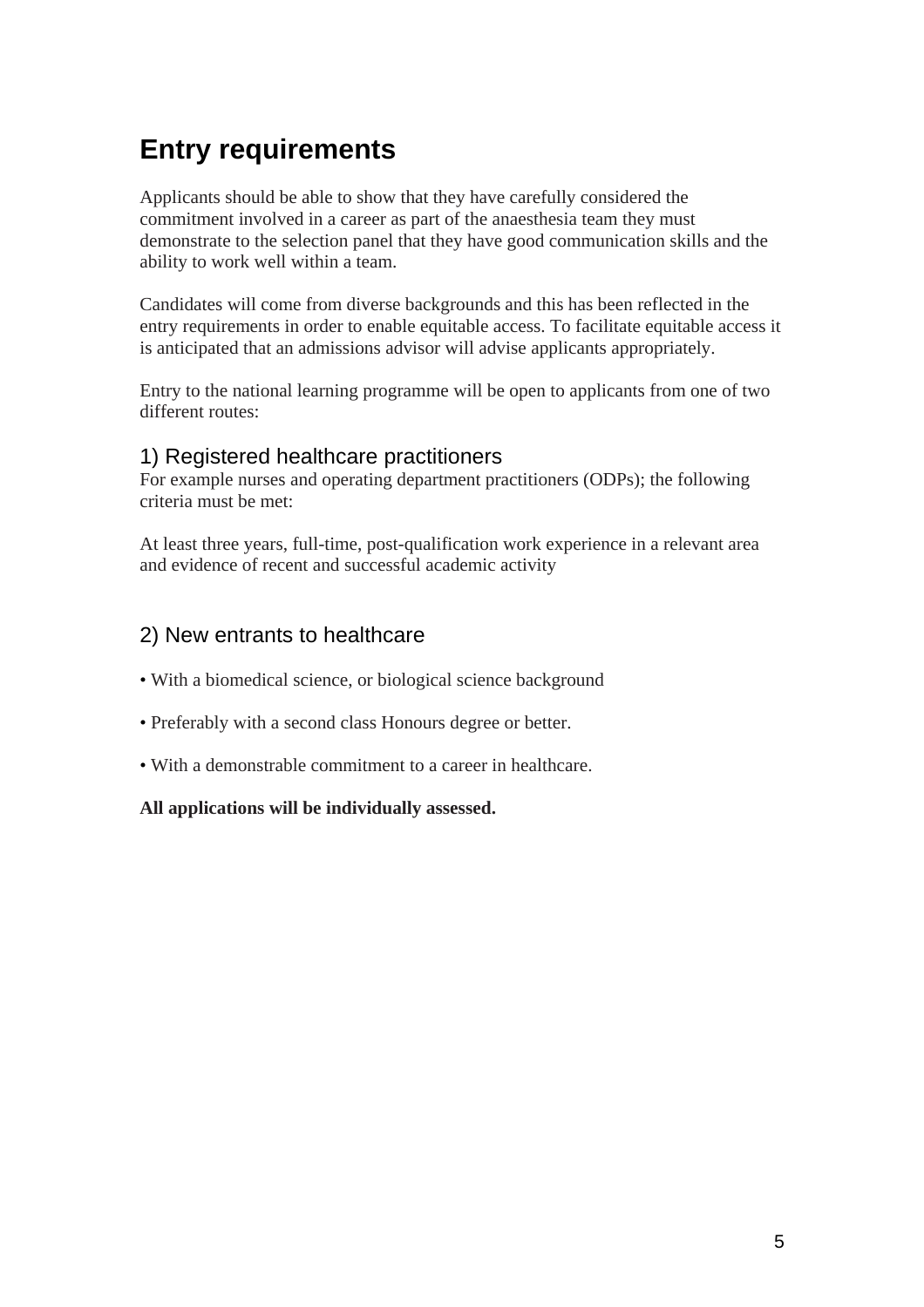# Entry requirements

Applicants should be able to show that they have carefully considered the commitment involved in a career as part of the anaesthesia team they must demonstrate to the selection panel that they have good communication skills and the ability to work well within a team.

Candidates will come from diverse backgrounds and this has been reflected in the entry requirements in order to enable equitable access. To facilitate equitable access it is anticipated that an admissions advisor will advise applicants appropriately.

Entry to the national learning programme will be open to applicants from one of two different routes:

## 1) Registered healthcare practitioners

For example nurses and operating department practitioners (ODPs); the following criteria must be met:

At least three years, full-time, post-qualification work experience in a relevant area and evidence of recent and successful academic activity

## 2) New entrants to healthcare

• With a biomedical science, or biological science background

• Preferably with a second class Honours degree or better.

• With a demonstrable commitment to a career in healthcare.

**All applications will be individually assessed.**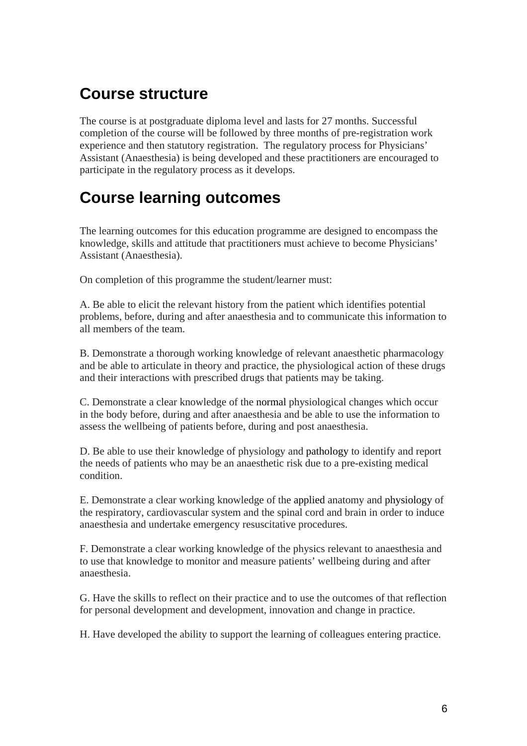## Course structure

The course is at postgraduate diploma level and lasts for 27 months. Successful completion of the course will be followed by three months of pre-registration work experience and then statutory registration. The regulatory process for Physicians' Assistant (Anaesthesia) is being developed and these practitioners are encouraged to participate in the regulatory process as it develops.

## Course learning outcomes

The learning outcomes for this education programme are designed to encompass the knowledge, skills and attitude that practitioners must achieve to become Physicians' Assistant (Anaesthesia).

On completion of this programme the student/learner must:

A. Be able to elicit the relevant history from the patient which identifies potential problems, before, during and after anaesthesia and to communicate this information to all members of the team.

B. Demonstrate a thorough working knowledge of relevant anaesthetic pharmacology and be able to articulate in theory and practice, the physiological action of these drugs and their interactions with prescribed drugs that patients may be taking.

C. Demonstrate a clear knowledge of the normal physiological changes which occur in the body before, during and after anaesthesia and be able to use the information to assess the wellbeing of patients before, during and post anaesthesia.

D. Be able to use their knowledge of physiology and pathology to identify and report the needs of patients who may be an anaesthetic risk due to a pre-existing medical condition.

E. Demonstrate a clear working knowledge of the applied anatomy and physiology of the respiratory, cardiovascular system and the spinal cord and brain in order to induce anaesthesia and undertake emergency resuscitative procedures.

F. Demonstrate a clear working knowledge of the physics relevant to anaesthesia and to use that knowledge to monitor and measure patients' wellbeing during and after anaesthesia.

G. Have the skills to reflect on their practice and to use the outcomes of that reflection for personal development and development, innovation and change in practice.

H. Have developed the ability to support the learning of colleagues entering practice.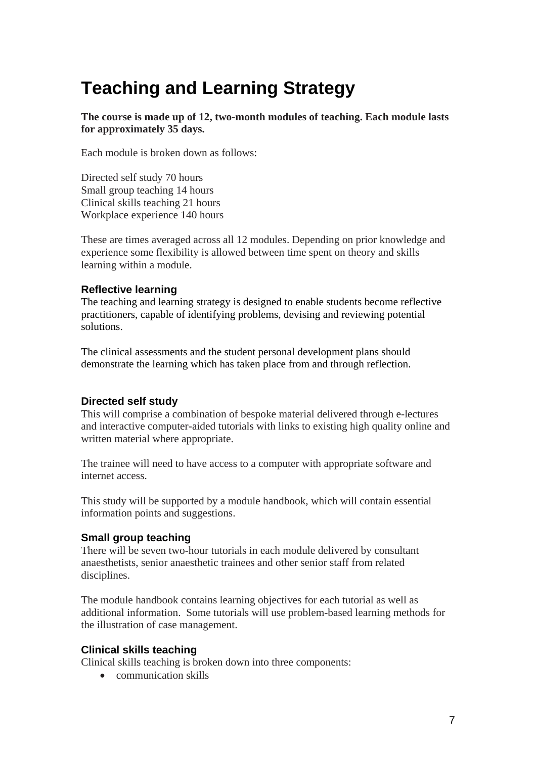# Teaching and Learning Strategy

**The course is made up of 12, two-month modules of teaching. Each module lasts for approximately 35 days.**

Each module is broken down as follows:

Directed self study 70 hours
Small group teaching 14 hours
Clinical skills teaching 21 hours
Workplace experience 140 hours

These are times averaged across all 12 modules. Depending on prior knowledge and experience some flexibility is allowed between time spent on theory and skills learning within a module.

### Reflective learning

The teaching and learning strategy is designed to enable students become reflective practitioners, capable of identifying problems, devising and reviewing potential solutions.

The clinical assessments and the student personal development plans should demonstrate the learning which has taken place from and through reflection.

### Directed self study

This will comprise a combination of bespoke material delivered through e-lectures and interactive computer-aided tutorials with links to existing high quality online and written material where appropriate.

The trainee will need to have access to a computer with appropriate software and internet access.

This study will be supported by a module handbook, which will contain essential information points and suggestions.

### Small group teaching

There will be seven two-hour tutorials in each module delivered by consultant anaesthetists, senior anaesthetic trainees and other senior staff from related disciplines.

The module handbook contains learning objectives for each tutorial as well as additional information. Some tutorials will use problem-based learning methods for the illustration of case management.

### Clinical skills teaching

Clinical skills teaching is broken down into three components:

- communication skills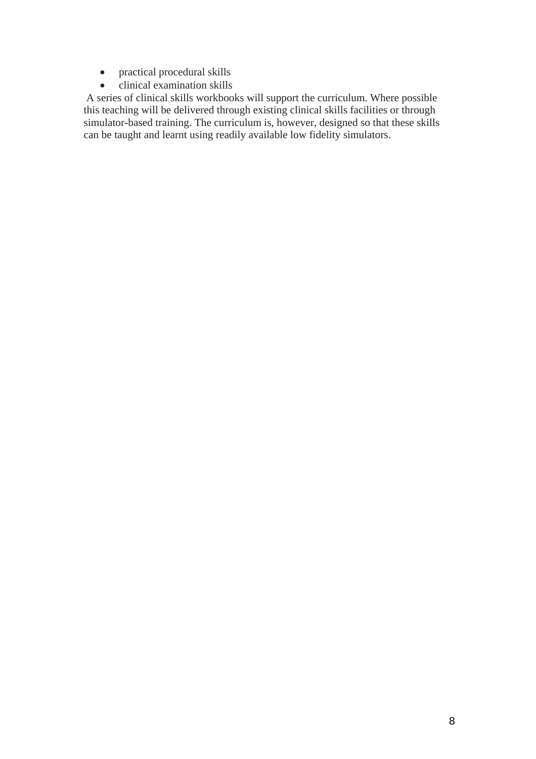- practical procedural skills
- clinical examination skills

A series of clinical skills workbooks will support the curriculum. Where possible this teaching will be delivered through existing clinical skills facilities or through simulator-based training. The curriculum is, however, designed so that these skills can be taught and learnt using readily available low fidelity simulators.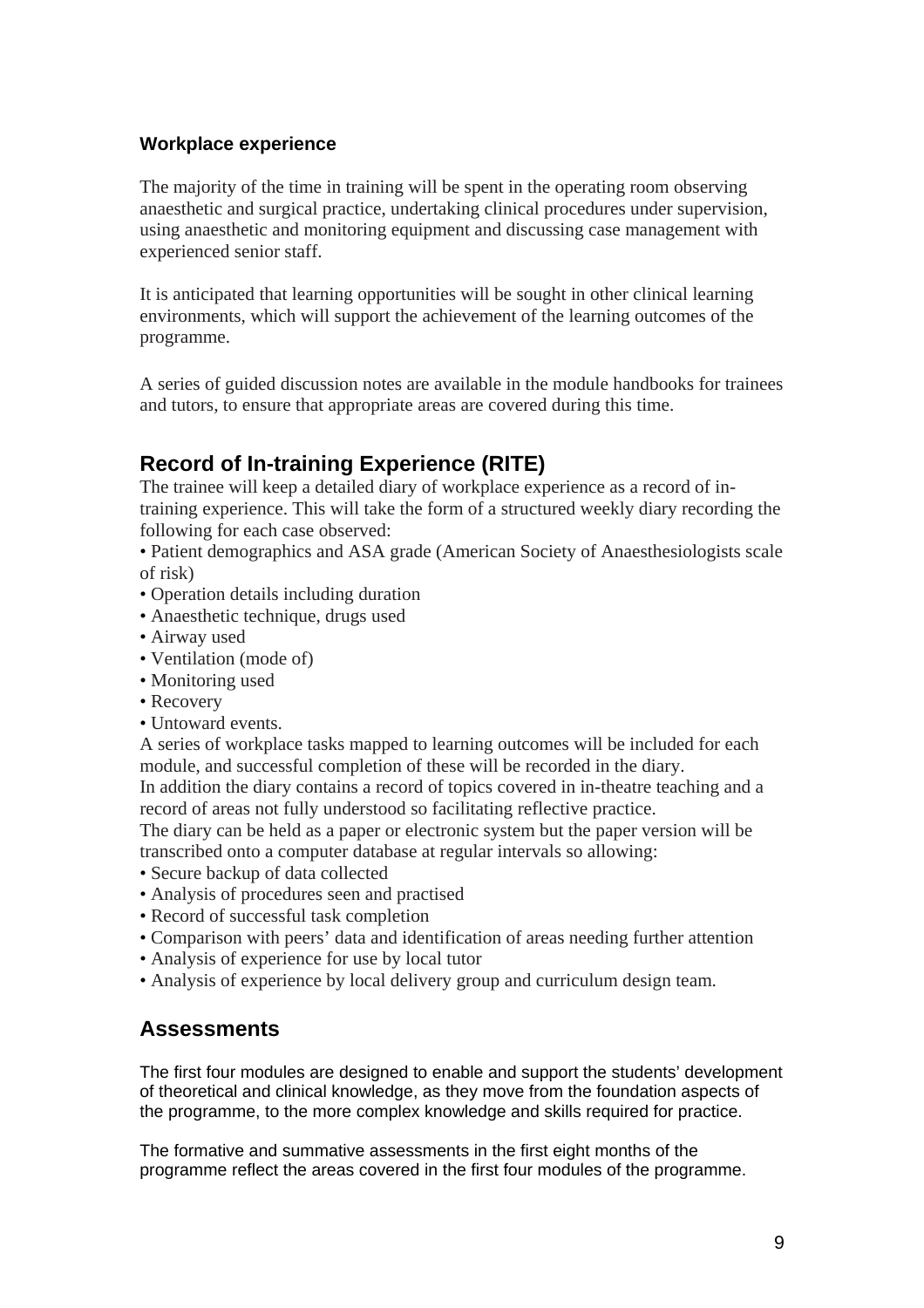### Workplace experience

The majority of the time in training will be spent in the operating room observing anaesthetic and surgical practice, undertaking clinical procedures under supervision, using anaesthetic and monitoring equipment and discussing case management with experienced senior staff.

It is anticipated that learning opportunities will be sought in other clinical learning environments, which will support the achievement of the learning outcomes of the programme.

A series of guided discussion notes are available in the module handbooks for trainees and tutors, to ensure that appropriate areas are covered during this time.

## Record of In-training Experience (RITE)

The trainee will keep a detailed diary of workplace experience as a record of in-training experience. This will take the form of a structured weekly diary recording the following for each case observed:

- Patient demographics and ASA grade (American Society of Anaesthesiologists scale of risk)
- Operation details including duration
- Anaesthetic technique, drugs used
- Airway used
- Ventilation (mode of)
- Monitoring used
- Recovery
- Untoward events.

A series of workplace tasks mapped to learning outcomes will be included for each module, and successful completion of these will be recorded in the diary.

In addition the diary contains a record of topics covered in in-theatre teaching and a record of areas not fully understood so facilitating reflective practice.

The diary can be held as a paper or electronic system but the paper version will be transcribed onto a computer database at regular intervals so allowing:

- Secure backup of data collected
- Analysis of procedures seen and practised
- Record of successful task completion
- Comparison with peers' data and identification of areas needing further attention
- Analysis of experience for use by local tutor
- Analysis of experience by local delivery group and curriculum design team.

## Assessments

The first four modules are designed to enable and support the students' development of theoretical and clinical knowledge, as they move from the foundation aspects of the programme, to the more complex knowledge and skills required for practice.

The formative and summative assessments in the first eight months of the programme reflect the areas covered in the first four modules of the programme.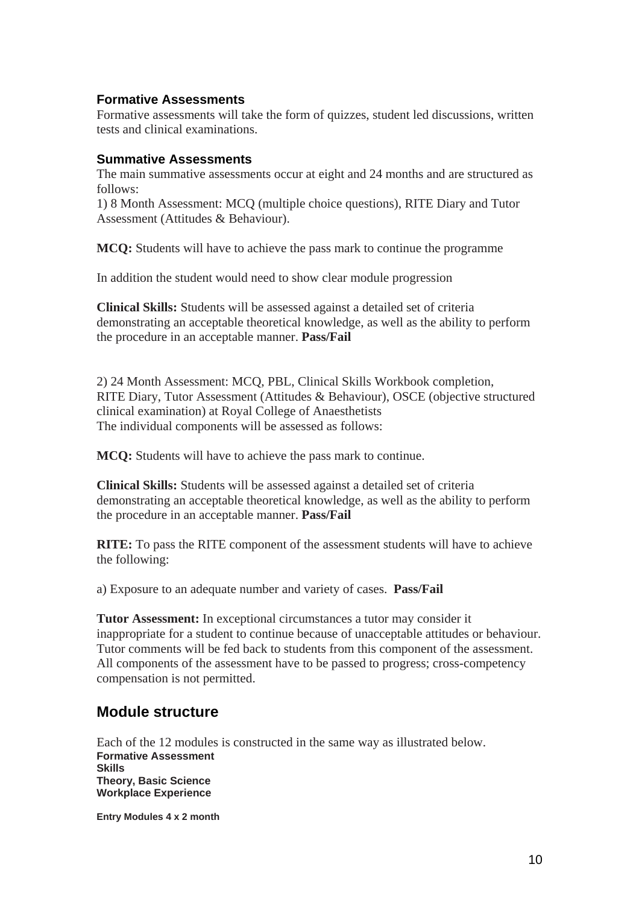### Formative Assessments

Formative assessments will take the form of quizzes, student led discussions, written tests and clinical examinations.

### Summative Assessments

The main summative assessments occur at eight and 24 months and are structured as follows:

1) 8 Month Assessment: MCQ (multiple choice questions), RITE Diary and Tutor Assessment (Attitudes & Behaviour).

**MCQ:** Students will have to achieve the pass mark to continue the programme

In addition the student would need to show clear module progression

**Clinical Skills:** Students will be assessed against a detailed set of criteria demonstrating an acceptable theoretical knowledge, as well as the ability to perform the procedure in an acceptable manner. **Pass/Fail**

2) 24 Month Assessment: MCQ, PBL, Clinical Skills Workbook completion, RITE Diary, Tutor Assessment (Attitudes & Behaviour), OSCE (objective structured clinical examination) at Royal College of Anaesthetists
The individual components will be assessed as follows:

**MCQ:** Students will have to achieve the pass mark to continue.

**Clinical Skills:** Students will be assessed against a detailed set of criteria demonstrating an acceptable theoretical knowledge, as well as the ability to perform the procedure in an acceptable manner. **Pass/Fail**

**RITE:** To pass the RITE component of the assessment students will have to achieve the following:

a) Exposure to an adequate number and variety of cases. **Pass/Fail**

**Tutor Assessment:** In exceptional circumstances a tutor may consider it inappropriate for a student to continue because of unacceptable attitudes or behaviour. Tutor comments will be fed back to students from this component of the assessment. All components of the assessment have to be passed to progress; cross-competency compensation is not permitted.

## Module structure

Each of the 12 modules is constructed in the same way as illustrated below.

**Formative Assessment**
**Skills**
**Theory, Basic Science**
**Workplace Experience**

**Entry Modules 4 x 2 month**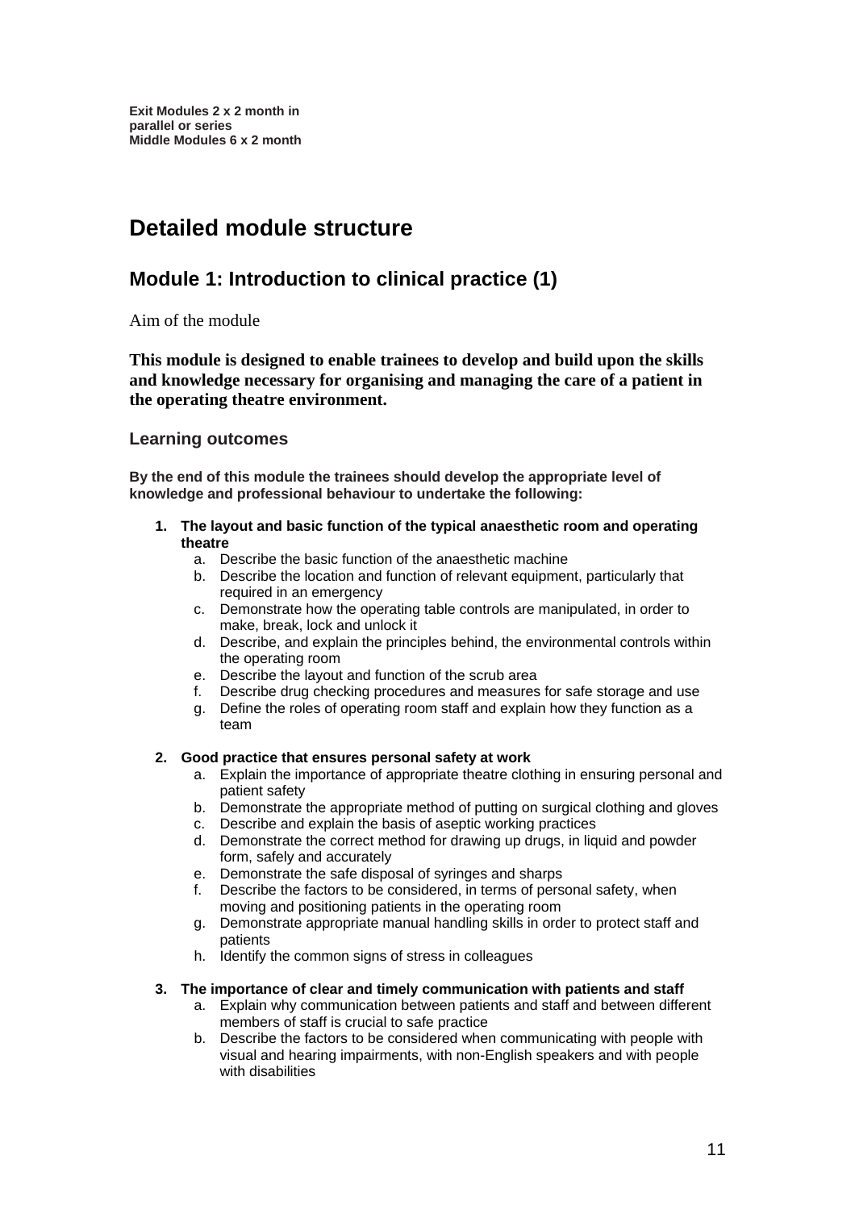**Exit Modules 2 x 2 month in parallel or series**
**Middle Modules 6 x 2 month**

# Detailed module structure

## Module 1: Introduction to clinical practice (1)

Aim of the module

**This module is designed to enable trainees to develop and build upon the skills and knowledge necessary for organising and managing the care of a patient in the operating theatre environment.**

### Learning outcomes

**By the end of this module the trainees should develop the appropriate level of knowledge and professional behaviour to undertake the following:**

1. **The layout and basic function of the typical anaesthetic room and operating theatre**
   a. Describe the basic function of the anaesthetic machine
   b. Describe the location and function of relevant equipment, particularly that required in an emergency
   c. Demonstrate how the operating table controls are manipulated, in order to make, break, lock and unlock it
   d. Describe, and explain the principles behind, the environmental controls within the operating room
   e. Describe the layout and function of the scrub area
   f. Describe drug checking procedures and measures for safe storage and use
   g. Define the roles of operating room staff and explain how they function as a team

2. **Good practice that ensures personal safety at work**
   a. Explain the importance of appropriate theatre clothing in ensuring personal and patient safety
   b. Demonstrate the appropriate method of putting on surgical clothing and gloves
   c. Describe and explain the basis of aseptic working practices
   d. Demonstrate the correct method for drawing up drugs, in liquid and powder form, safely and accurately
   e. Demonstrate the safe disposal of syringes and sharps
   f. Describe the factors to be considered, in terms of personal safety, when moving and positioning patients in the operating room
   g. Demonstrate appropriate manual handling skills in order to protect staff and patients
   h. Identify the common signs of stress in colleagues

3. **The importance of clear and timely communication with patients and staff**
   a. Explain why communication between patients and staff and between different members of staff is crucial to safe practice
   b. Describe the factors to be considered when communicating with people with visual and hearing impairments, with non-English speakers and with people with disabilities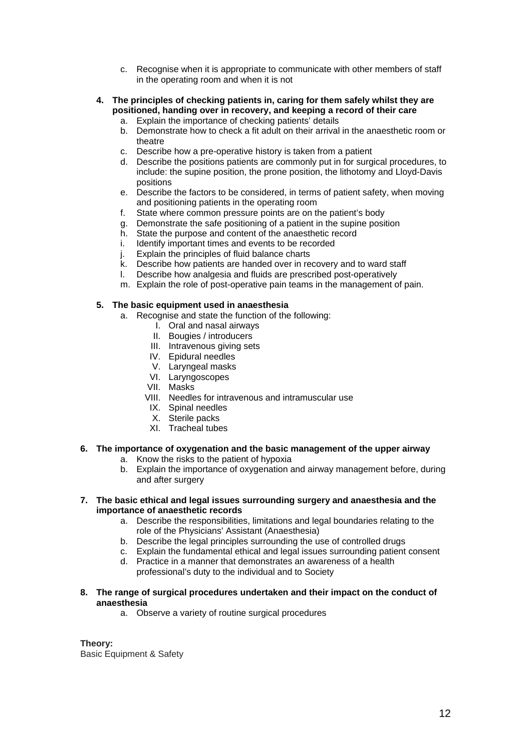c. Recognise when it is appropriate to communicate with other members of staff in the operating room and when it is not

4. **The principles of checking patients in, caring for them safely whilst they are positioned, handing over in recovery, and keeping a record of their care**
   a. Explain the importance of checking patients' details
   b. Demonstrate how to check a fit adult on their arrival in the anaesthetic room or theatre
   c. Describe how a pre-operative history is taken from a patient
   d. Describe the positions patients are commonly put in for surgical procedures, to include: the supine position, the prone position, the lithotomy and Lloyd-Davis positions
   e. Describe the factors to be considered, in terms of patient safety, when moving and positioning patients in the operating room
   f. State where common pressure points are on the patient's body
   g. Demonstrate the safe positioning of a patient in the supine position
   h. State the purpose and content of the anaesthetic record
   i. Identify important times and events to be recorded
   j. Explain the principles of fluid balance charts
   k. Describe how patients are handed over in recovery and to ward staff
   l. Describe how analgesia and fluids are prescribed post-operatively
   m. Explain the role of post-operative pain teams in the management of pain.

5. **The basic equipment used in anaesthesia**
   a. Recognise and state the function of the following:
      I. Oral and nasal airways
      II. Bougies / introducers
      III. Intravenous giving sets
      IV. Epidural needles
      V. Laryngeal masks
      VI. Laryngoscopes
      VII. Masks
      VIII. Needles for intravenous and intramuscular use
      IX. Spinal needles
      X. Sterile packs
      XI. Tracheal tubes

6. **The importance of oxygenation and the basic management of the upper airway**
   a. Know the risks to the patient of hypoxia
   b. Explain the importance of oxygenation and airway management before, during and after surgery

7. **The basic ethical and legal issues surrounding surgery and anaesthesia and the importance of anaesthetic records**
   a. Describe the responsibilities, limitations and legal boundaries relating to the role of the Physicians' Assistant (Anaesthesia)
   b. Describe the legal principles surrounding the use of controlled drugs
   c. Explain the fundamental ethical and legal issues surrounding patient consent
   d. Practice in a manner that demonstrates an awareness of a health professional's duty to the individual and to Society

8. **The range of surgical procedures undertaken and their impact on the conduct of anaesthesia**
   a. Observe a variety of routine surgical procedures

**Theory:**
Basic Equipment & Safety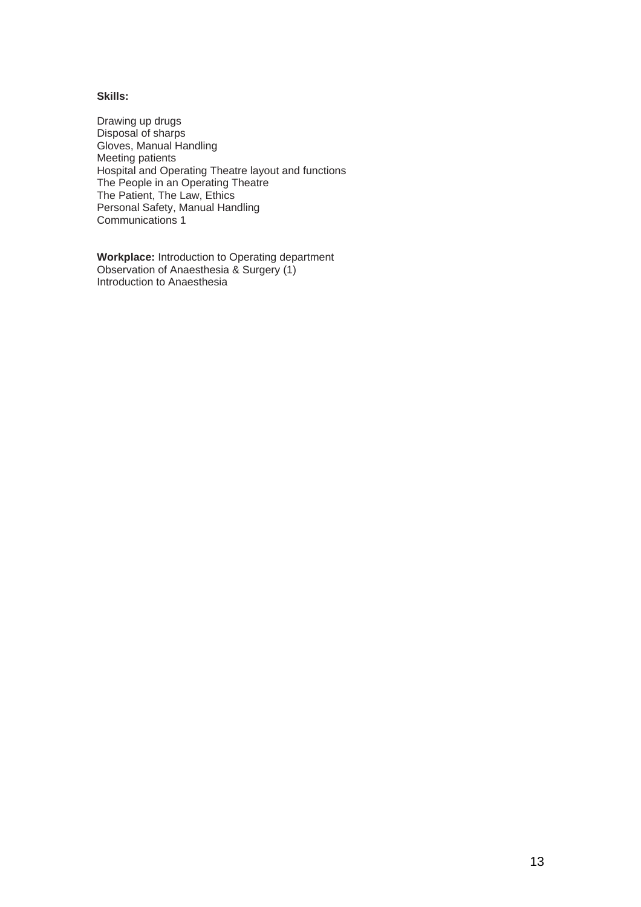**Skills:**

Drawing up drugs
Disposal of sharps
Gloves, Manual Handling
Meeting patients
Hospital and Operating Theatre layout and functions
The People in an Operating Theatre
The Patient, The Law, Ethics
Personal Safety, Manual Handling
Communications 1

**Workplace:** Introduction to Operating department
Observation of Anaesthesia & Surgery (1)
Introduction to Anaesthesia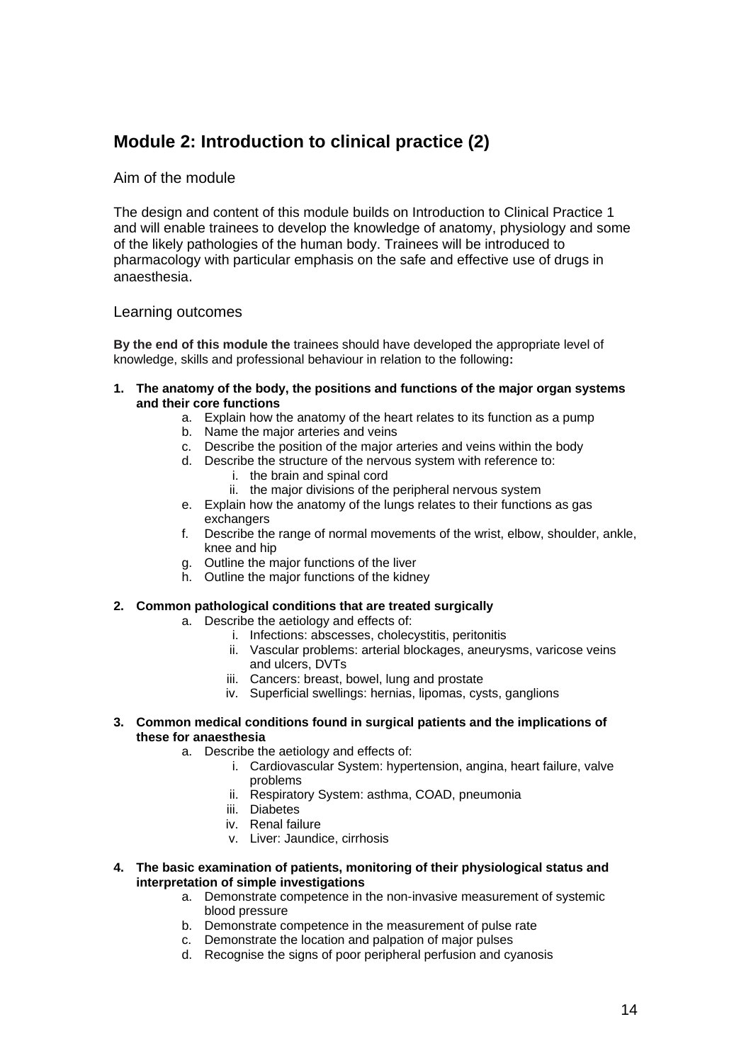## Module 2: Introduction to clinical practice (2)

### Aim of the module

The design and content of this module builds on Introduction to Clinical Practice 1 and will enable trainees to develop the knowledge of anatomy, physiology and some of the likely pathologies of the human body. Trainees will be introduced to pharmacology with particular emphasis on the safe and effective use of drugs in anaesthesia.

### Learning outcomes

**By the end of this module the** trainees should have developed the appropriate level of knowledge, skills and professional behaviour in relation to the following**:**

1. **The anatomy of the body, the positions and functions of the major organ systems and their core functions**
    a. Explain how the anatomy of the heart relates to its function as a pump
    b. Name the major arteries and veins
    c. Describe the position of the major arteries and veins within the body
    d. Describe the structure of the nervous system with reference to:
        i. the brain and spinal cord
        ii. the major divisions of the peripheral nervous system
    e. Explain how the anatomy of the lungs relates to their functions as gas exchangers
    f. Describe the range of normal movements of the wrist, elbow, shoulder, ankle, knee and hip
    g. Outline the major functions of the liver
    h. Outline the major functions of the kidney

2. **Common pathological conditions that are treated surgically**
    a. Describe the aetiology and effects of:
        i. Infections: abscesses, cholecystitis, peritonitis
        ii. Vascular problems: arterial blockages, aneurysms, varicose veins and ulcers, DVTs
        iii. Cancers: breast, bowel, lung and prostate
        iv. Superficial swellings: hernias, lipomas, cysts, ganglions

3. **Common medical conditions found in surgical patients and the implications of these for anaesthesia**
    a. Describe the aetiology and effects of:
        i. Cardiovascular System: hypertension, angina, heart failure, valve problems
        ii. Respiratory System: asthma, COAD, pneumonia
        iii. Diabetes
        iv. Renal failure
        v. Liver: Jaundice, cirrhosis

4. **The basic examination of patients, monitoring of their physiological status and interpretation of simple investigations**
    a. Demonstrate competence in the non-invasive measurement of systemic blood pressure
    b. Demonstrate competence in the measurement of pulse rate
    c. Demonstrate the location and palpation of major pulses
    d. Recognise the signs of poor peripheral perfusion and cyanosis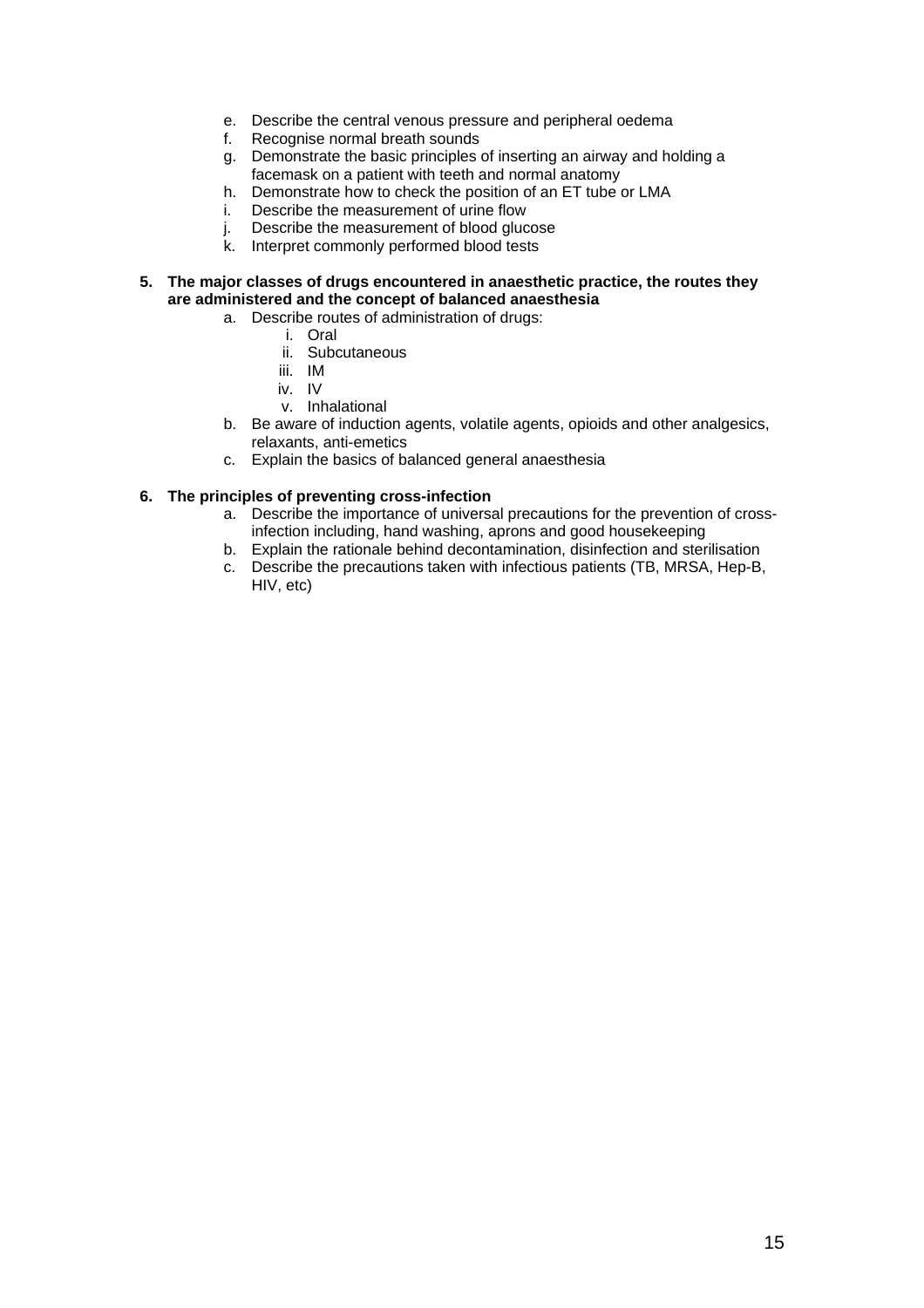e. Describe the central venous pressure and peripheral oedema
f. Recognise normal breath sounds
g. Demonstrate the basic principles of inserting an airway and holding a facemask on a patient with teeth and normal anatomy
h. Demonstrate how to check the position of an ET tube or LMA
i. Describe the measurement of urine flow
j. Describe the measurement of blood glucose
k. Interpret commonly performed blood tests

**5. The major classes of drugs encountered in anaesthetic practice, the routes they are administered and the concept of balanced anaesthesia**

a. Describe routes of administration of drugs:
   i. Oral
   ii. Subcutaneous
   iii. IM
   iv. IV
   v. Inhalational
b. Be aware of induction agents, volatile agents, opioids and other analgesics, relaxants, anti-emetics
c. Explain the basics of balanced general anaesthesia

**6. The principles of preventing cross-infection**

a. Describe the importance of universal precautions for the prevention of cross-infection including, hand washing, aprons and good housekeeping
b. Explain the rationale behind decontamination, disinfection and sterilisation
c. Describe the precautions taken with infectious patients (TB, MRSA, Hep-B, HIV, etc)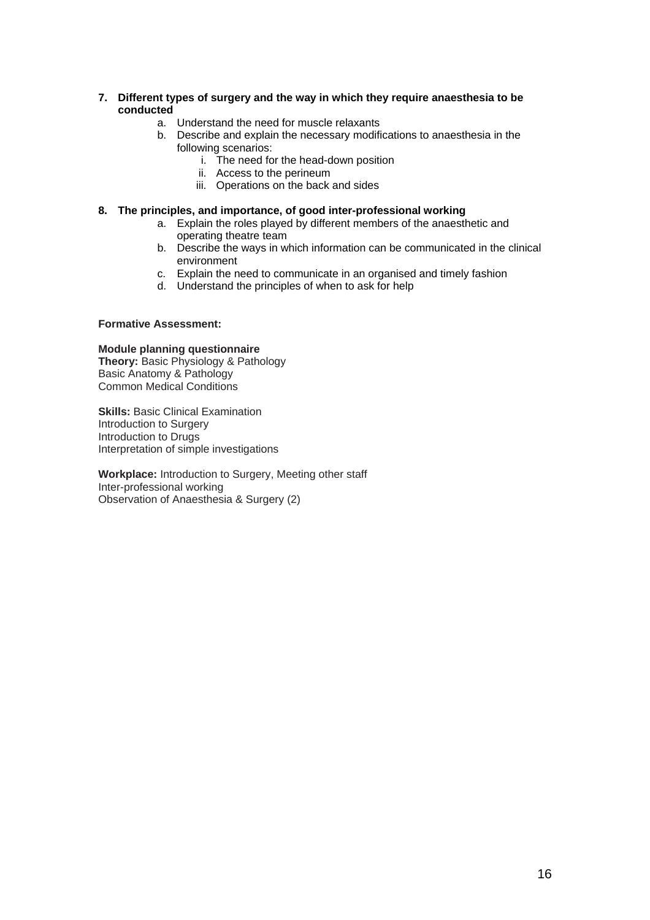7. **Different types of surgery and the way in which they require anaesthesia to be conducted**
    a. Understand the need for muscle relaxants
    b. Describe and explain the necessary modifications to anaesthesia in the following scenarios:
        i. The need for the head-down position
        ii. Access to the perineum
        iii. Operations on the back and sides

8. **The principles, and importance, of good inter-professional working**
    a. Explain the roles played by different members of the anaesthetic and operating theatre team
    b. Describe the ways in which information can be communicated in the clinical environment
    c. Explain the need to communicate in an organised and timely fashion
    d. Understand the principles of when to ask for help

**Formative Assessment:**

**Module planning questionnaire**
**Theory:** Basic Physiology & Pathology
Basic Anatomy & Pathology
Common Medical Conditions

**Skills:** Basic Clinical Examination
Introduction to Surgery
Introduction to Drugs
Interpretation of simple investigations

**Workplace:** Introduction to Surgery, Meeting other staff
Inter-professional working
Observation of Anaesthesia & Surgery (2)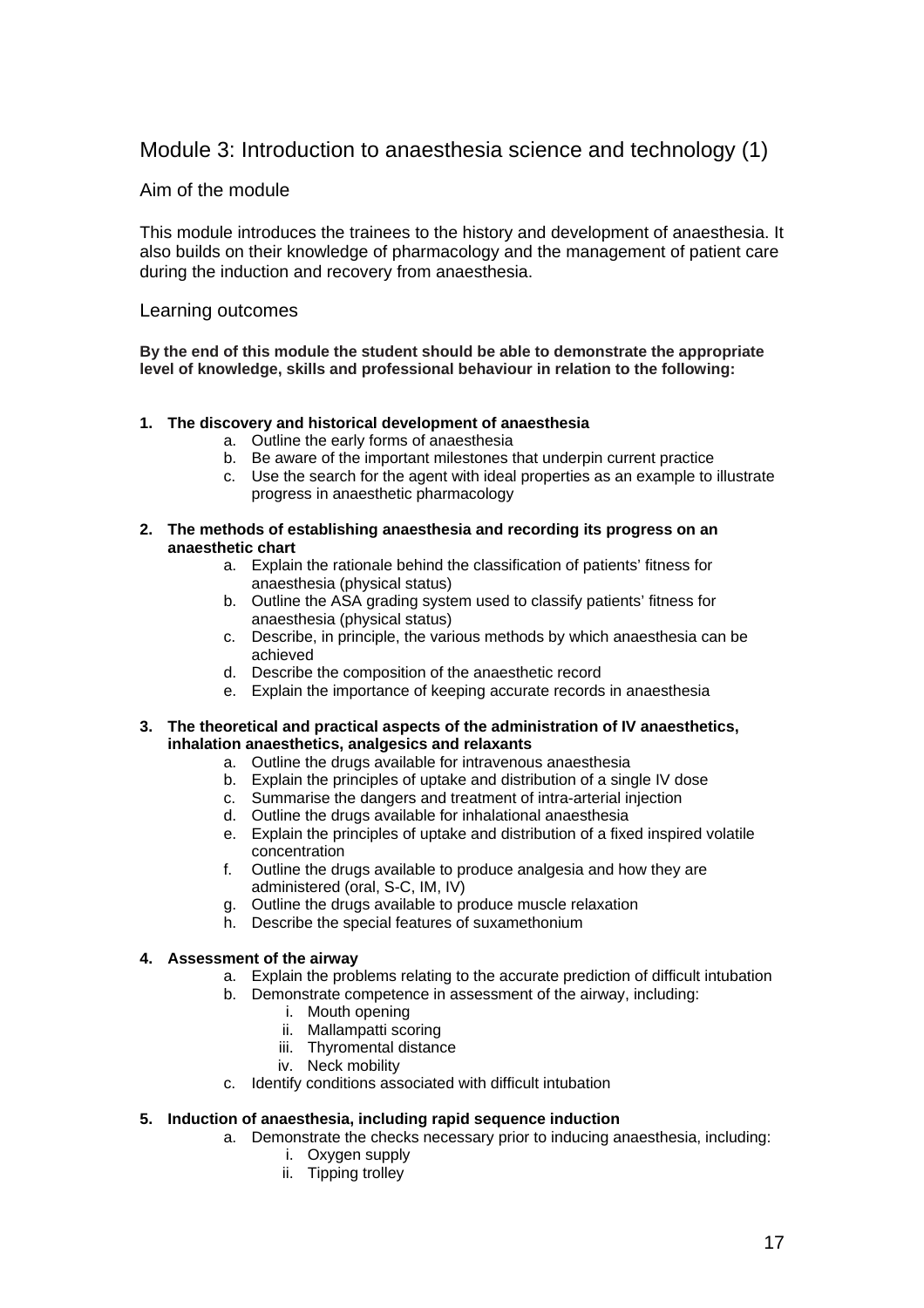## Module 3: Introduction to anaesthesia science and technology (1)

### Aim of the module

This module introduces the trainees to the history and development of anaesthesia. It also builds on their knowledge of pharmacology and the management of patient care during the induction and recovery from anaesthesia.

### Learning outcomes

**By the end of this module the student should be able to demonstrate the appropriate level of knowledge, skills and professional behaviour in relation to the following:**

1. **The discovery and historical development of anaesthesia**
    a. Outline the early forms of anaesthesia
    b. Be aware of the important milestones that underpin current practice
    c. Use the search for the agent with ideal properties as an example to illustrate progress in anaesthetic pharmacology

2. **The methods of establishing anaesthesia and recording its progress on an anaesthetic chart**
    a. Explain the rationale behind the classification of patients' fitness for anaesthesia (physical status)
    b. Outline the ASA grading system used to classify patients' fitness for anaesthesia (physical status)
    c. Describe, in principle, the various methods by which anaesthesia can be achieved
    d. Describe the composition of the anaesthetic record
    e. Explain the importance of keeping accurate records in anaesthesia

3. **The theoretical and practical aspects of the administration of IV anaesthetics, inhalation anaesthetics, analgesics and relaxants**
    a. Outline the drugs available for intravenous anaesthesia
    b. Explain the principles of uptake and distribution of a single IV dose
    c. Summarise the dangers and treatment of intra-arterial injection
    d. Outline the drugs available for inhalational anaesthesia
    e. Explain the principles of uptake and distribution of a fixed inspired volatile concentration
    f. Outline the drugs available to produce analgesia and how they are administered (oral, S-C, IM, IV)
    g. Outline the drugs available to produce muscle relaxation
    h. Describe the special features of suxamethonium

4. **Assessment of the airway**
    a. Explain the problems relating to the accurate prediction of difficult intubation
    b. Demonstrate competence in assessment of the airway, including:
        i. Mouth opening
        ii. Mallampatti scoring
        iii. Thyromental distance
        iv. Neck mobility
    c. Identify conditions associated with difficult intubation

5. **Induction of anaesthesia, including rapid sequence induction**
    a. Demonstrate the checks necessary prior to inducing anaesthesia, including:
        i. Oxygen supply
        ii. Tipping trolley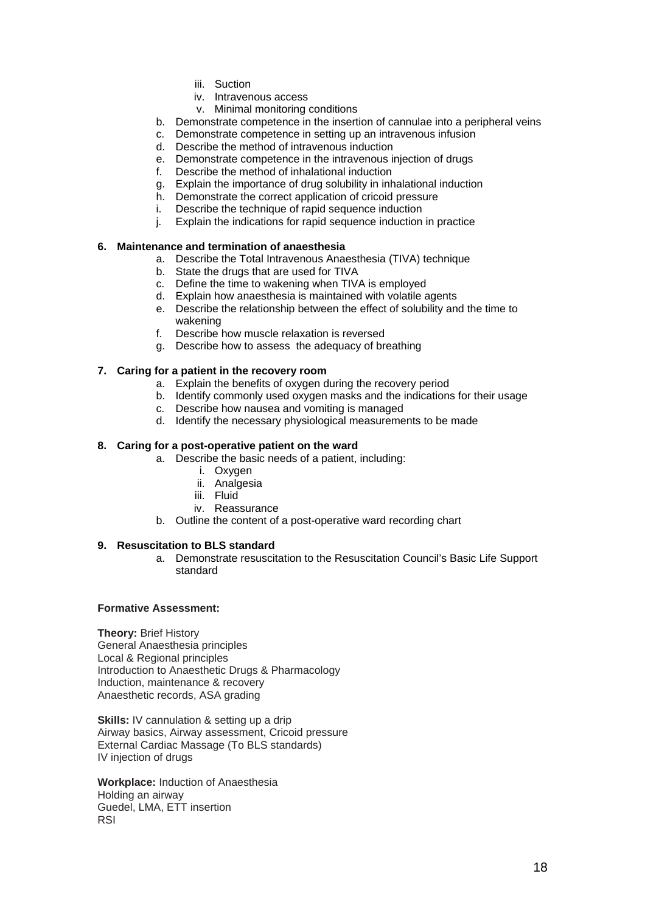iii. Suction
   iv. Intravenous access
   v. Minimal monitoring conditions

b. Demonstrate competence in the insertion of cannulae into a peripheral veins
c. Demonstrate competence in setting up an intravenous infusion
d. Describe the method of intravenous induction
e. Demonstrate competence in the intravenous injection of drugs
f. Describe the method of inhalational induction
g. Explain the importance of drug solubility in inhalational induction
h. Demonstrate the correct application of cricoid pressure
i. Describe the technique of rapid sequence induction
j. Explain the indications for rapid sequence induction in practice

**6. Maintenance and termination of anaesthesia**

a. Describe the Total Intravenous Anaesthesia (TIVA) technique
b. State the drugs that are used for TIVA
c. Define the time to wakening when TIVA is employed
d. Explain how anaesthesia is maintained with volatile agents
e. Describe the relationship between the effect of solubility and the time to wakening
f. Describe how muscle relaxation is reversed
g. Describe how to assess the adequacy of breathing

**7. Caring for a patient in the recovery room**

a. Explain the benefits of oxygen during the recovery period
b. Identify commonly used oxygen masks and the indications for their usage
c. Describe how nausea and vomiting is managed
d. Identify the necessary physiological measurements to be made

**8. Caring for a post-operative patient on the ward**

a. Describe the basic needs of a patient, including:
   i. Oxygen
   ii. Analgesia
   iii. Fluid
   iv. Reassurance
b. Outline the content of a post-operative ward recording chart

**9. Resuscitation to BLS standard**

a. Demonstrate resuscitation to the Resuscitation Council's Basic Life Support standard

**Formative Assessment:**

**Theory:** Brief History
General Anaesthesia principles
Local & Regional principles
Introduction to Anaesthetic Drugs & Pharmacology
Induction, maintenance & recovery
Anaesthetic records, ASA grading

**Skills:** IV cannulation & setting up a drip
Airway basics, Airway assessment, Cricoid pressure
External Cardiac Massage (To BLS standards)
IV injection of drugs

**Workplace:** Induction of Anaesthesia
Holding an airway
Guedel, LMA, ETT insertion
RSI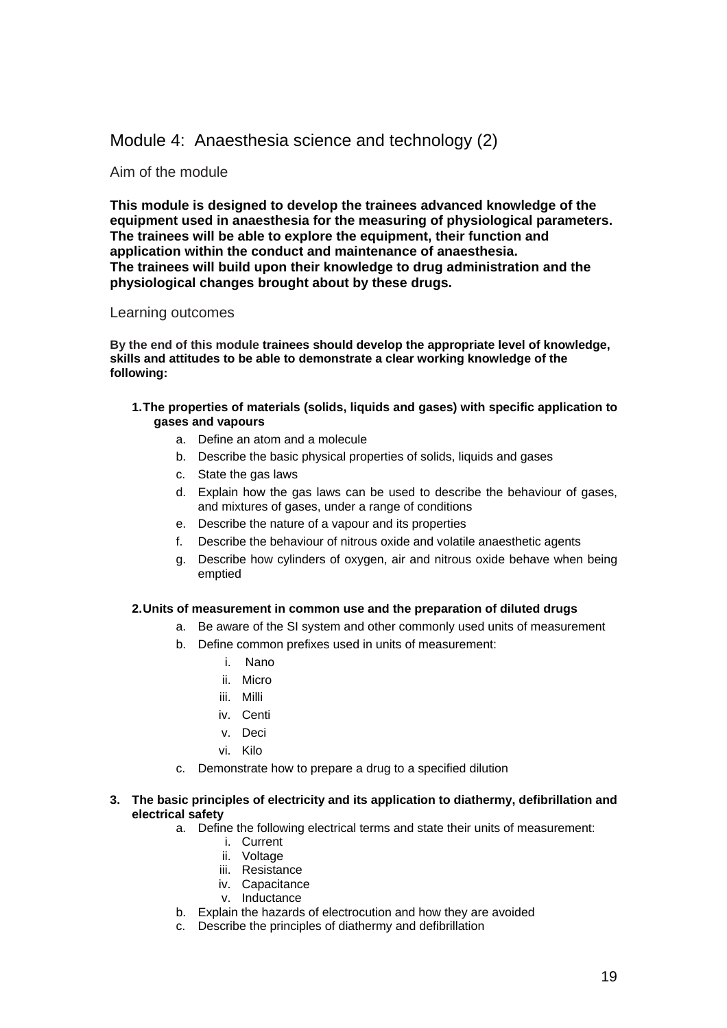## Module 4: Anaesthesia science and technology (2)

### Aim of the module

**This module is designed to develop the trainees advanced knowledge of the equipment used in anaesthesia for the measuring of physiological parameters. The trainees will be able to explore the equipment, their function and application within the conduct and maintenance of anaesthesia.**
**The trainees will build upon their knowledge to drug administration and the physiological changes brought about by these drugs.**

### Learning outcomes

**By the end of this module trainees should develop the appropriate level of knowledge, skills and attitudes to be able to demonstrate a clear working knowledge of the following:**

1. **The properties of materials (solids, liquids and gases) with specific application to gases and vapours**
   a. Define an atom and a molecule
   b. Describe the basic physical properties of solids, liquids and gases
   c. State the gas laws
   d. Explain how the gas laws can be used to describe the behaviour of gases, and mixtures of gases, under a range of conditions
   e. Describe the nature of a vapour and its properties
   f. Describe the behaviour of nitrous oxide and volatile anaesthetic agents
   g. Describe how cylinders of oxygen, air and nitrous oxide behave when being emptied

2. **Units of measurement in common use and the preparation of diluted drugs**
   a. Be aware of the SI system and other commonly used units of measurement
   b. Define common prefixes used in units of measurement:
      i. Nano
      ii. Micro
      iii. Milli
      iv. Centi
      v. Deci
      vi. Kilo
   c. Demonstrate how to prepare a drug to a specified dilution

3. **The basic principles of electricity and its application to diathermy, defibrillation and electrical safety**
   a. Define the following electrical terms and state their units of measurement:
      i. Current
      ii. Voltage
      iii. Resistance
      iv. Capacitance
      v. Inductance
   b. Explain the hazards of electrocution and how they are avoided
   c. Describe the principles of diathermy and defibrillation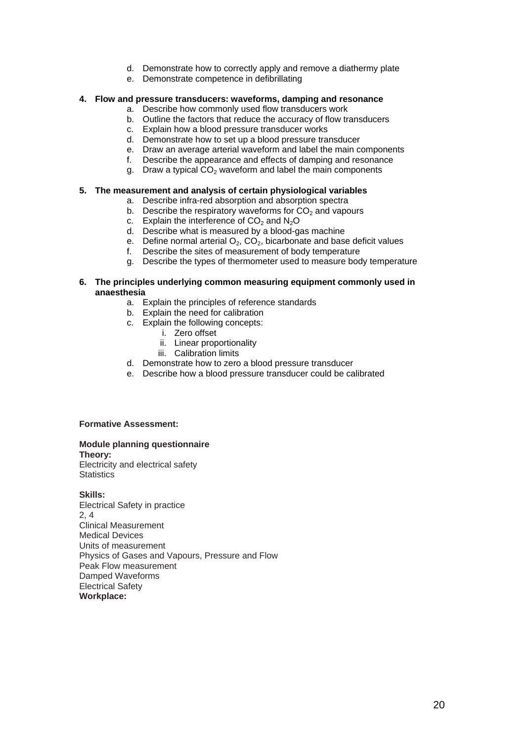d. Demonstrate how to correctly apply and remove a diathermy plate
e. Demonstrate competence in defibrillating

**4. Flow and pressure transducers: waveforms, damping and resonance**

a. Describe how commonly used flow transducers work
b. Outline the factors that reduce the accuracy of flow transducers
c. Explain how a blood pressure transducer works
d. Demonstrate how to set up a blood pressure transducer
e. Draw an average arterial waveform and label the main components
f. Describe the appearance and effects of damping and resonance
g. Draw a typical $CO_2$ waveform and label the main components

**5. The measurement and analysis of certain physiological variables**

a. Describe infra-red absorption and absorption spectra
b. Describe the respiratory waveforms for $CO_2$ and vapours
c. Explain the interference of $CO_2$ and $N_2O$
d. Describe what is measured by a blood-gas machine
e. Define normal arterial $O_2$, $CO_2$, bicarbonate and base deficit values
f. Describe the sites of measurement of body temperature
g. Describe the types of thermometer used to measure body temperature

**6. The principles underlying common measuring equipment commonly used in anaesthesia**

a. Explain the principles of reference standards
b. Explain the need for calibration
c. Explain the following concepts:
   i. Zero offset
   ii. Linear proportionality
   iii. Calibration limits
d. Demonstrate how to zero a blood pressure transducer
e. Describe how a blood pressure transducer could be calibrated

**Formative Assessment:**

**Module planning questionnaire**
**Theory:**
Electricity and electrical safety
Statistics

**Skills:**
Electrical Safety in practice
2, 4
Clinical Measurement
Medical Devices
Units of measurement
Physics of Gases and Vapours, Pressure and Flow
Peak Flow measurement
Damped Waveforms
Electrical Safety
**Workplace:**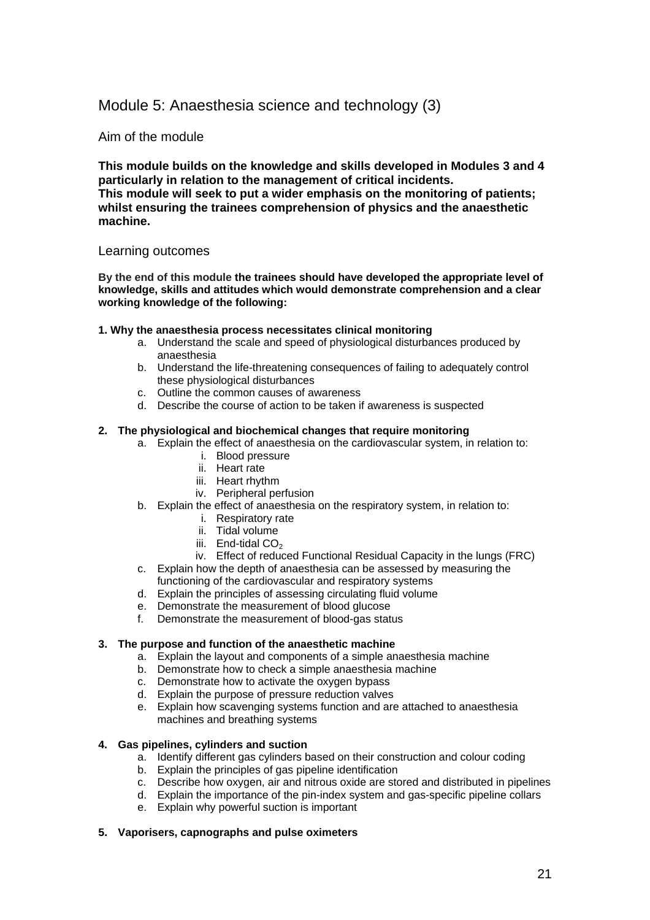# Module 5: Anaesthesia science and technology (3)

## Aim of the module

**This module builds on the knowledge and skills developed in Modules 3 and 4 particularly in relation to the management of critical incidents.**
**This module will seek to put a wider emphasis on the monitoring of patients; whilst ensuring the trainees comprehension of physics and the anaesthetic machine.**

## Learning outcomes

**By the end of this module the trainees should have developed the appropriate level of knowledge, skills and attitudes which would demonstrate comprehension and a clear working knowledge of the following:**

**1. Why the anaesthesia process necessitates clinical monitoring**

a. Understand the scale and speed of physiological disturbances produced by anaesthesia
b. Understand the life-threatening consequences of failing to adequately control these physiological disturbances
c. Outline the common causes of awareness
d. Describe the course of action to be taken if awareness is suspected

**2. The physiological and biochemical changes that require monitoring**

a. Explain the effect of anaesthesia on the cardiovascular system, in relation to:
    i. Blood pressure
    ii. Heart rate
    iii. Heart rhythm
    iv. Peripheral perfusion
b. Explain the effect of anaesthesia on the respiratory system, in relation to:
    i. Respiratory rate
    ii. Tidal volume
    iii. End-tidal $CO_2$
    iv. Effect of reduced Functional Residual Capacity in the lungs (FRC)
c. Explain how the depth of anaesthesia can be assessed by measuring the functioning of the cardiovascular and respiratory systems
d. Explain the principles of assessing circulating fluid volume
e. Demonstrate the measurement of blood glucose
f. Demonstrate the measurement of blood-gas status

**3. The purpose and function of the anaesthetic machine**

a. Explain the layout and components of a simple anaesthesia machine
b. Demonstrate how to check a simple anaesthesia machine
c. Demonstrate how to activate the oxygen bypass
d. Explain the purpose of pressure reduction valves
e. Explain how scavenging systems function and are attached to anaesthesia machines and breathing systems

**4. Gas pipelines, cylinders and suction**

a. Identify different gas cylinders based on their construction and colour coding
b. Explain the principles of gas pipeline identification
c. Describe how oxygen, air and nitrous oxide are stored and distributed in pipelines
d. Explain the importance of the pin-index system and gas-specific pipeline collars
e. Explain why powerful suction is important

**5. Vaporisers, capnographs and pulse oximeters**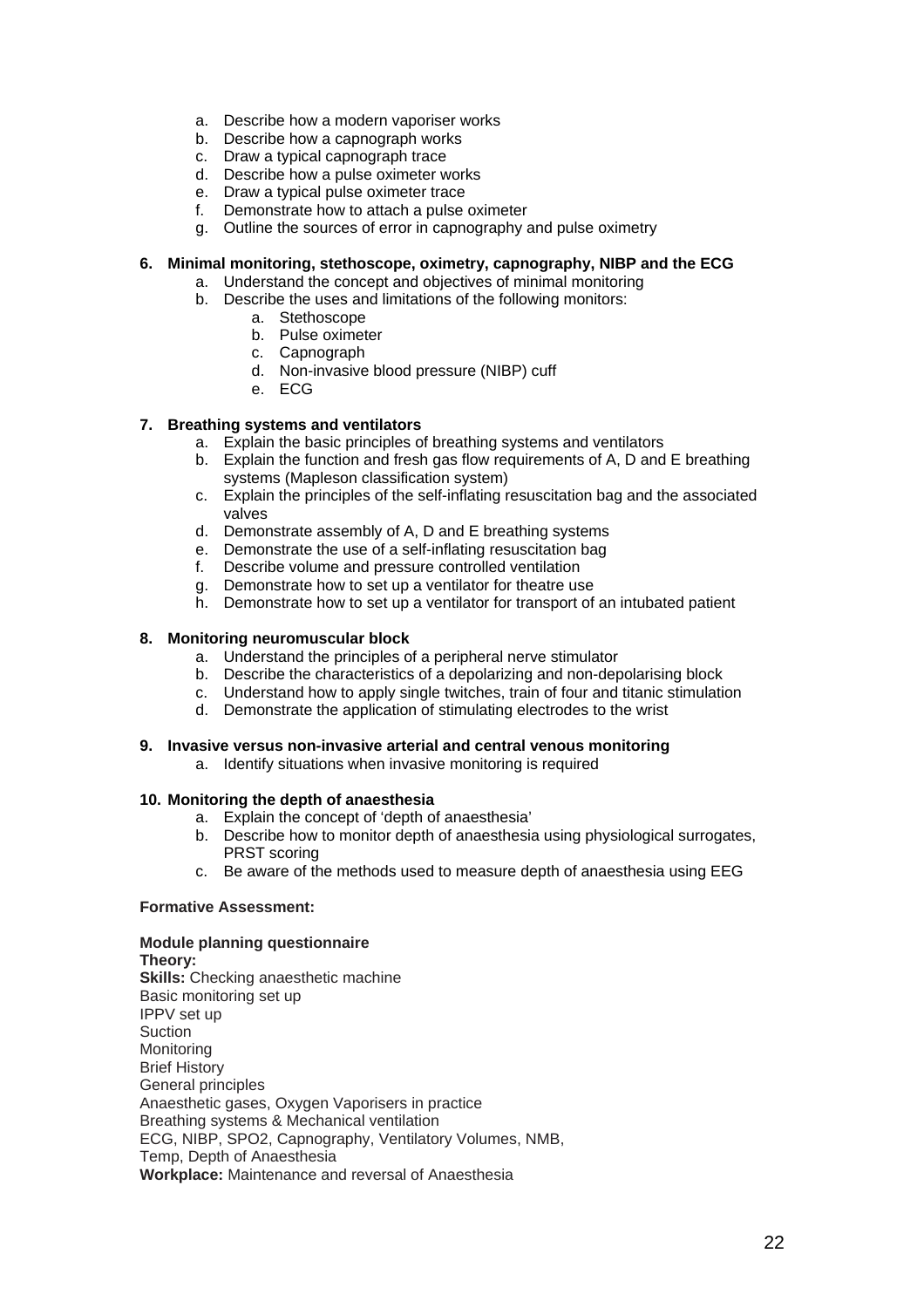a. Describe how a modern vaporiser works
b. Describe how a capnograph works
c. Draw a typical capnograph trace
d. Describe how a pulse oximeter works
e. Draw a typical pulse oximeter trace
f. Demonstrate how to attach a pulse oximeter
g. Outline the sources of error in capnography and pulse oximetry

**6. Minimal monitoring, stethoscope, oximetry, capnography, NIBP and the ECG**

a. Understand the concept and objectives of minimal monitoring
b. Describe the uses and limitations of the following monitors:
    a. Stethoscope
    b. Pulse oximeter
    c. Capnograph
    d. Non-invasive blood pressure (NIBP) cuff
    e. ECG

**7. Breathing systems and ventilators**

a. Explain the basic principles of breathing systems and ventilators
b. Explain the function and fresh gas flow requirements of A, D and E breathing systems (Mapleson classification system)
c. Explain the principles of the self-inflating resuscitation bag and the associated valves
d. Demonstrate assembly of A, D and E breathing systems
e. Demonstrate the use of a self-inflating resuscitation bag
f. Describe volume and pressure controlled ventilation
g. Demonstrate how to set up a ventilator for theatre use
h. Demonstrate how to set up a ventilator for transport of an intubated patient

**8. Monitoring neuromuscular block**

a. Understand the principles of a peripheral nerve stimulator
b. Describe the characteristics of a depolarizing and non-depolarising block
c. Understand how to apply single twitches, train of four and titanic stimulation
d. Demonstrate the application of stimulating electrodes to the wrist

**9. Invasive versus non-invasive arterial and central venous monitoring**

a. Identify situations when invasive monitoring is required

**10. Monitoring the depth of anaesthesia**

a. Explain the concept of 'depth of anaesthesia'
b. Describe how to monitor depth of anaesthesia using physiological surrogates, PRST scoring
c. Be aware of the methods used to measure depth of anaesthesia using EEG

**Formative Assessment:**

**Module planning questionnaire**
**Theory:**
**Skills:** Checking anaesthetic machine
Basic monitoring set up
IPPV set up
Suction
Monitoring
Brief History
General principles
Anaesthetic gases, Oxygen Vaporisers in practice
Breathing systems & Mechanical ventilation
ECG, NIBP, SPO2, Capnography, Ventilatory Volumes, NMB,
Temp, Depth of Anaesthesia
**Workplace:** Maintenance and reversal of Anaesthesia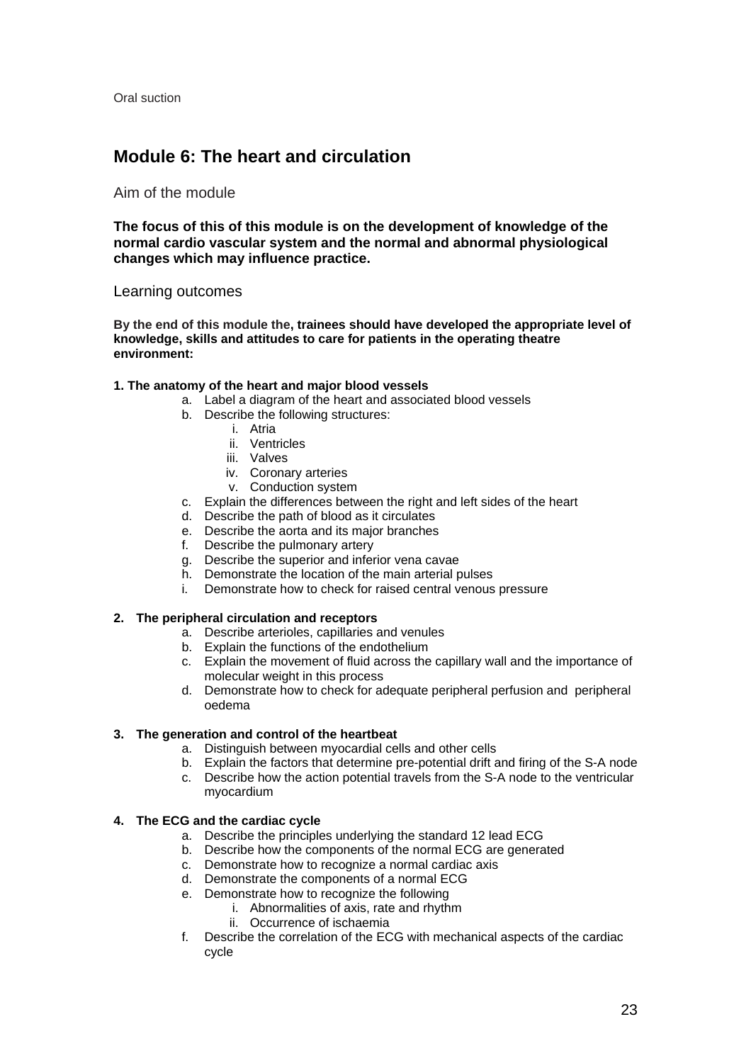Oral suction

## Module 6: The heart and circulation

### Aim of the module

**The focus of this of this module is on the development of knowledge of the normal cardio vascular system and the normal and abnormal physiological changes which may influence practice.**

### Learning outcomes

**By the end of this module the, trainees should have developed the appropriate level of knowledge, skills and attitudes to care for patients in the operating theatre environment:**

**1. The anatomy of the heart and major blood vessels**

- a. Label a diagram of the heart and associated blood vessels
- b. Describe the following structures:
  - i. Atria
  - ii. Ventricles
  - iii. Valves
  - iv. Coronary arteries
  - v. Conduction system
- c. Explain the differences between the right and left sides of the heart
- d. Describe the path of blood as it circulates
- e. Describe the aorta and its major branches
- f. Describe the pulmonary artery
- g. Describe the superior and inferior vena cavae
- h. Demonstrate the location of the main arterial pulses
- i. Demonstrate how to check for raised central venous pressure

**2. The peripheral circulation and receptors**

- a. Describe arterioles, capillaries and venules
- b. Explain the functions of the endothelium
- c. Explain the movement of fluid across the capillary wall and the importance of molecular weight in this process
- d. Demonstrate how to check for adequate peripheral perfusion and peripheral oedema

**3. The generation and control of the heartbeat**

- a. Distinguish between myocardial cells and other cells
- b. Explain the factors that determine pre-potential drift and firing of the S-A node
- c. Describe how the action potential travels from the S-A node to the ventricular myocardium

**4. The ECG and the cardiac cycle**

- a. Describe the principles underlying the standard 12 lead ECG
- b. Describe how the components of the normal ECG are generated
- c. Demonstrate how to recognize a normal cardiac axis
- d. Demonstrate the components of a normal ECG
- e. Demonstrate how to recognize the following
  - i. Abnormalities of axis, rate and rhythm
  - ii. Occurrence of ischaemia
- f. Describe the correlation of the ECG with mechanical aspects of the cardiac cycle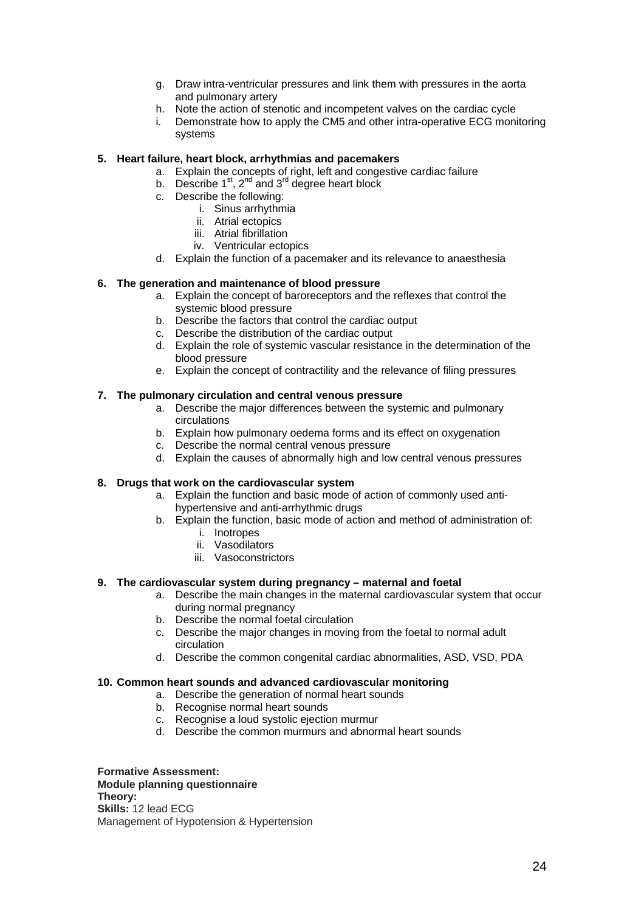g. Draw intra-ventricular pressures and link them with pressures in the aorta and pulmonary artery
h. Note the action of stenotic and incompetent valves on the cardiac cycle
i. Demonstrate how to apply the CM5 and other intra-operative ECG monitoring systems

**5. Heart failure, heart block, arrhythmias and pacemakers**

a. Explain the concepts of right, left and congestive cardiac failure
b. Describe 1st, 2nd and 3rd degree heart block
c. Describe the following:
    i. Sinus arrhythmia
    ii. Atrial ectopics
    iii. Atrial fibrillation
    iv. Ventricular ectopics
d. Explain the function of a pacemaker and its relevance to anaesthesia

**6. The generation and maintenance of blood pressure**

a. Explain the concept of baroreceptors and the reflexes that control the systemic blood pressure
b. Describe the factors that control the cardiac output
c. Describe the distribution of the cardiac output
d. Explain the role of systemic vascular resistance in the determination of the blood pressure
e. Explain the concept of contractility and the relevance of filing pressures

**7. The pulmonary circulation and central venous pressure**

a. Describe the major differences between the systemic and pulmonary circulations
b. Explain how pulmonary oedema forms and its effect on oxygenation
c. Describe the normal central venous pressure
d. Explain the causes of abnormally high and low central venous pressures

**8. Drugs that work on the cardiovascular system**

a. Explain the function and basic mode of action of commonly used anti-hypertensive and anti-arrhythmic drugs
b. Explain the function, basic mode of action and method of administration of:
    i. Inotropes
    ii. Vasodilators
    iii. Vasoconstrictors

**9. The cardiovascular system during pregnancy – maternal and foetal**

a. Describe the main changes in the maternal cardiovascular system that occur during normal pregnancy
b. Describe the normal foetal circulation
c. Describe the major changes in moving from the foetal to normal adult circulation
d. Describe the common congenital cardiac abnormalities, ASD, VSD, PDA

**10. Common heart sounds and advanced cardiovascular monitoring**

a. Describe the generation of normal heart sounds
b. Recognise normal heart sounds
c. Recognise a loud systolic ejection murmur
d. Describe the common murmurs and abnormal heart sounds

**Formative Assessment:**
**Module planning questionnaire**
**Theory:**
**Skills:** 12 lead ECG
Management of Hypotension & Hypertension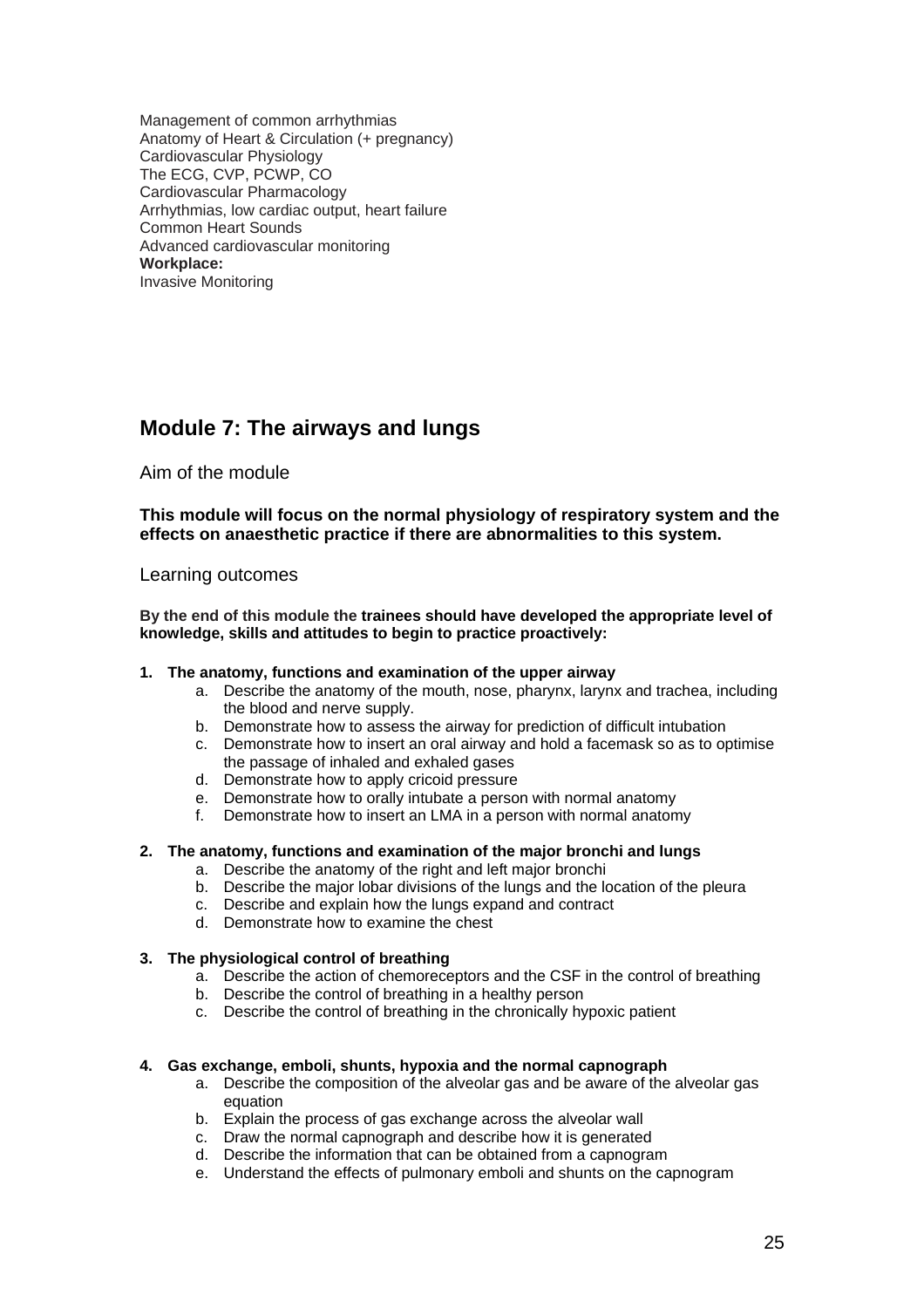Management of common arrhythmias
Anatomy of Heart & Circulation (+ pregnancy)
Cardiovascular Physiology
The ECG, CVP, PCWP, CO
Cardiovascular Pharmacology
Arrhythmias, low cardiac output, heart failure
Common Heart Sounds
Advanced cardiovascular monitoring
**Workplace:**
Invasive Monitoring

## Module 7: The airways and lungs

### Aim of the module

**This module will focus on the normal physiology of respiratory system and the effects on anaesthetic practice if there are abnormalities to this system.**

### Learning outcomes

**By the end of this module the trainees should have developed the appropriate level of knowledge, skills and attitudes to begin to practice proactively:**

1. **The anatomy, functions and examination of the upper airway**
    a. Describe the anatomy of the mouth, nose, pharynx, larynx and trachea, including the blood and nerve supply.
    b. Demonstrate how to assess the airway for prediction of difficult intubation
    c. Demonstrate how to insert an oral airway and hold a facemask so as to optimise the passage of inhaled and exhaled gases
    d. Demonstrate how to apply cricoid pressure
    e. Demonstrate how to orally intubate a person with normal anatomy
    f. Demonstrate how to insert an LMA in a person with normal anatomy

2. **The anatomy, functions and examination of the major bronchi and lungs**
    a. Describe the anatomy of the right and left major bronchi
    b. Describe the major lobar divisions of the lungs and the location of the pleura
    c. Describe and explain how the lungs expand and contract
    d. Demonstrate how to examine the chest

3. **The physiological control of breathing**
    a. Describe the action of chemoreceptors and the CSF in the control of breathing
    b. Describe the control of breathing in a healthy person
    c. Describe the control of breathing in the chronically hypoxic patient

4. **Gas exchange, emboli, shunts, hypoxia and the normal capnograph**
    a. Describe the composition of the alveolar gas and be aware of the alveolar gas equation
    b. Explain the process of gas exchange across the alveolar wall
    c. Draw the normal capnograph and describe how it is generated
    d. Describe the information that can be obtained from a capnogram
    e. Understand the effects of pulmonary emboli and shunts on the capnogram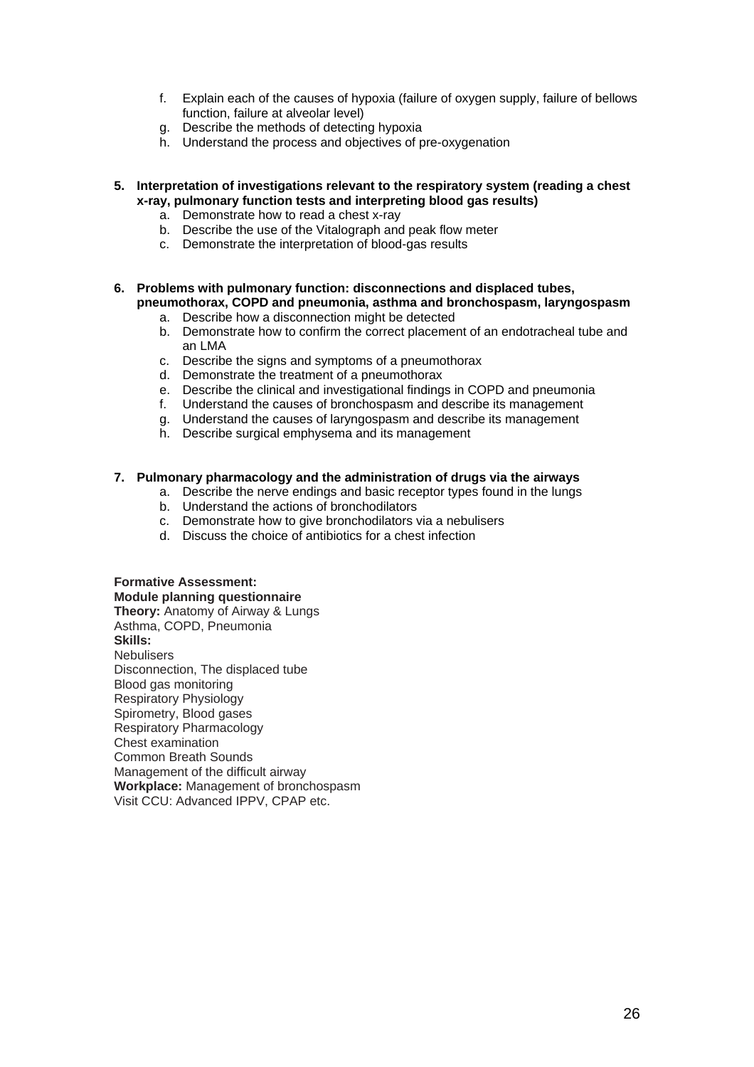f. Explain each of the causes of hypoxia (failure of oxygen supply, failure of bellows function, failure at alveolar level)
g. Describe the methods of detecting hypoxia
h. Understand the process and objectives of pre-oxygenation

**5. Interpretation of investigations relevant to the respiratory system (reading a chest x-ray, pulmonary function tests and interpreting blood gas results)**

a. Demonstrate how to read a chest x-ray
b. Describe the use of the Vitalograph and peak flow meter
c. Demonstrate the interpretation of blood-gas results

**6. Problems with pulmonary function: disconnections and displaced tubes, pneumothorax, COPD and pneumonia, asthma and bronchospasm, laryngospasm**

a. Describe how a disconnection might be detected
b. Demonstrate how to confirm the correct placement of an endotracheal tube and an LMA
c. Describe the signs and symptoms of a pneumothorax
d. Demonstrate the treatment of a pneumothorax
e. Describe the clinical and investigational findings in COPD and pneumonia
f. Understand the causes of bronchospasm and describe its management
g. Understand the causes of laryngospasm and describe its management
h. Describe surgical emphysema and its management

**7. Pulmonary pharmacology and the administration of drugs via the airways**

a. Describe the nerve endings and basic receptor types found in the lungs
b. Understand the actions of bronchodilators
c. Demonstrate how to give bronchodilators via a nebulisers
d. Discuss the choice of antibiotics for a chest infection

**Formative Assessment:**
**Module planning questionnaire**
**Theory:** Anatomy of Airway & Lungs
Asthma, COPD, Pneumonia
**Skills:**
Nebulisers
Disconnection, The displaced tube
Blood gas monitoring
Respiratory Physiology
Spirometry, Blood gases
Respiratory Pharmacology
Chest examination
Common Breath Sounds
Management of the difficult airway
**Workplace:** Management of bronchospasm
Visit CCU: Advanced IPPV, CPAP etc.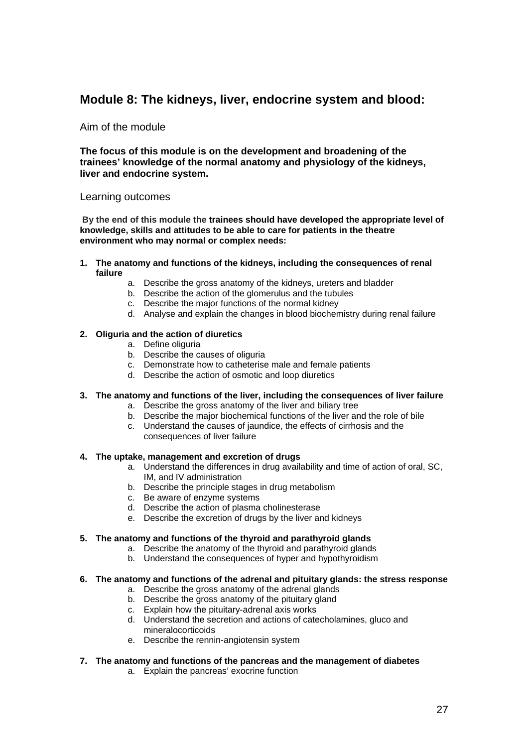## Module 8: The kidneys, liver, endocrine system and blood:

### Aim of the module

**The focus of this module is on the development and broadening of the trainees' knowledge of the normal anatomy and physiology of the kidneys, liver and endocrine system.**

### Learning outcomes

**By the end of this module the trainees should have developed the appropriate level of knowledge, skills and attitudes to be able to care for patients in the theatre environment who may normal or complex needs:**

1. **The anatomy and functions of the kidneys, including the consequences of renal failure**
    a. Describe the gross anatomy of the kidneys, ureters and bladder
    b. Describe the action of the glomerulus and the tubules
    c. Describe the major functions of the normal kidney
    d. Analyse and explain the changes in blood biochemistry during renal failure

2. **Oliguria and the action of diuretics**
    a. Define oliguria
    b. Describe the causes of oliguria
    c. Demonstrate how to catheterise male and female patients
    d. Describe the action of osmotic and loop diuretics

3. **The anatomy and functions of the liver, including the consequences of liver failure**
    a. Describe the gross anatomy of the liver and biliary tree
    b. Describe the major biochemical functions of the liver and the role of bile
    c. Understand the causes of jaundice, the effects of cirrhosis and the consequences of liver failure

4. **The uptake, management and excretion of drugs**
    a. Understand the differences in drug availability and time of action of oral, SC, IM, and IV administration
    b. Describe the principle stages in drug metabolism
    c. Be aware of enzyme systems
    d. Describe the action of plasma cholinesterase
    e. Describe the excretion of drugs by the liver and kidneys

5. **The anatomy and functions of the thyroid and parathyroid glands**
    a. Describe the anatomy of the thyroid and parathyroid glands
    b. Understand the consequences of hyper and hypothyroidism

6. **The anatomy and functions of the adrenal and pituitary glands: the stress response**
    a. Describe the gross anatomy of the adrenal glands
    b. Describe the gross anatomy of the pituitary gland
    c. Explain how the pituitary-adrenal axis works
    d. Understand the secretion and actions of catecholamines, gluco and mineralocorticoids
    e. Describe the rennin-angiotensin system

7. **The anatomy and functions of the pancreas and the management of diabetes**
    a. Explain the pancreas' exocrine function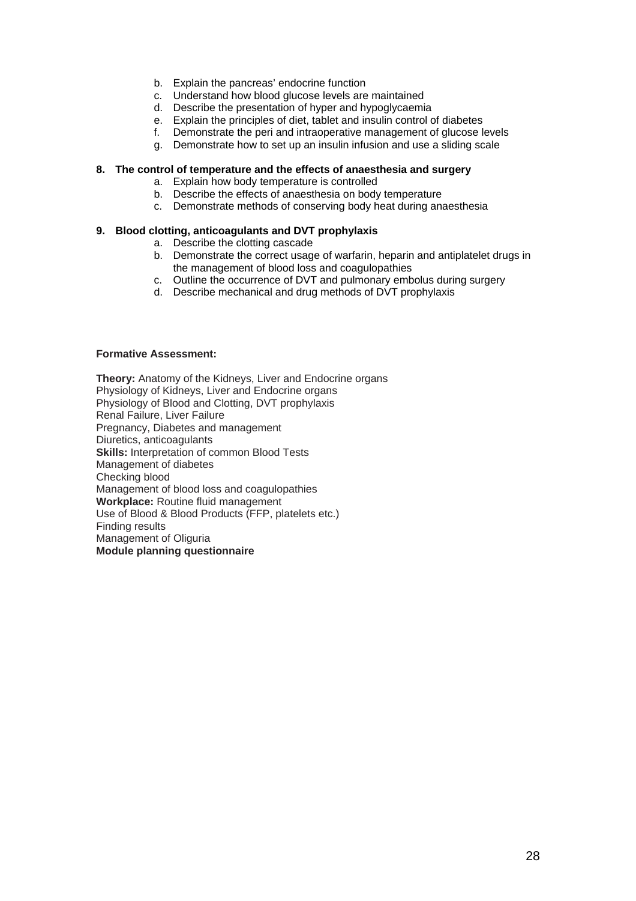b. Explain the pancreas' endocrine function
   c. Understand how blood glucose levels are maintained
   d. Describe the presentation of hyper and hypoglycaemia
   e. Explain the principles of diet, tablet and insulin control of diabetes
   f. Demonstrate the peri and intraoperative management of glucose levels
   g. Demonstrate how to set up an insulin infusion and use a sliding scale

**8. The control of temperature and the effects of anaesthesia and surgery**

   a. Explain how body temperature is controlled
   b. Describe the effects of anaesthesia on body temperature
   c. Demonstrate methods of conserving body heat during anaesthesia

**9. Blood clotting, anticoagulants and DVT prophylaxis**

   a. Describe the clotting cascade
   b. Demonstrate the correct usage of warfarin, heparin and antiplatelet drugs in the management of blood loss and coagulopathies
   c. Outline the occurrence of DVT and pulmonary embolus during surgery
   d. Describe mechanical and drug methods of DVT prophylaxis

**Formative Assessment:**

**Theory:** Anatomy of the Kidneys, Liver and Endocrine organs
Physiology of Kidneys, Liver and Endocrine organs
Physiology of Blood and Clotting, DVT prophylaxis
Renal Failure, Liver Failure
Pregnancy, Diabetes and management
Diuretics, anticoagulants
**Skills:** Interpretation of common Blood Tests
Management of diabetes
Checking blood
Management of blood loss and coagulopathies
**Workplace:** Routine fluid management
Use of Blood & Blood Products (FFP, platelets etc.)
Finding results
Management of Oliguria
**Module planning questionnaire**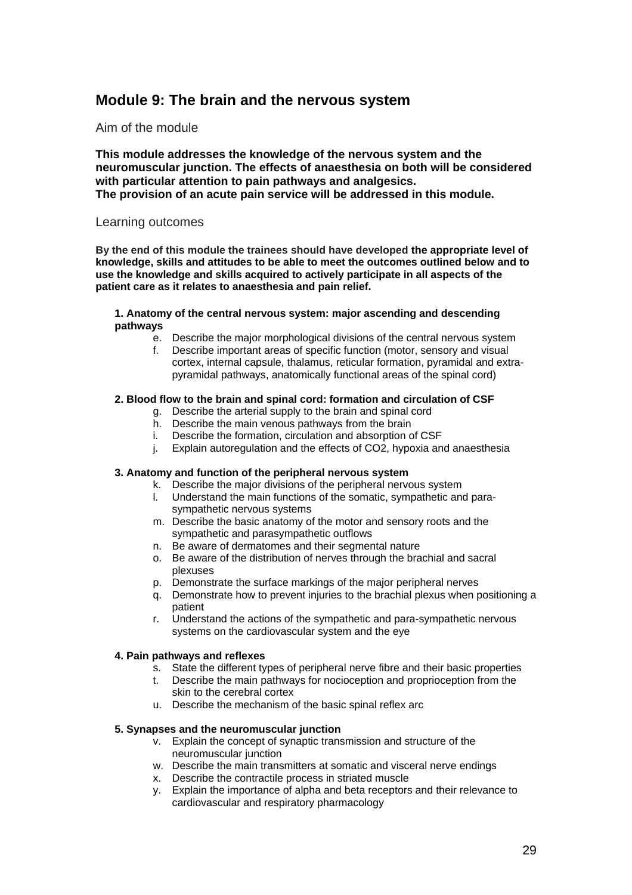## Module 9: The brain and the nervous system

### Aim of the module

**This module addresses the knowledge of the nervous system and the neuromuscular junction. The effects of anaesthesia on both will be considered with particular attention to pain pathways and analgesics.**
**The provision of an acute pain service will be addressed in this module.**

### Learning outcomes

**By the end of this module the trainees should have developed the appropriate level of knowledge, skills and attitudes to be able to meet the outcomes outlined below and to use the knowledge and skills acquired to actively participate in all aspects of the patient care as it relates to anaesthesia and pain relief.**

**1. Anatomy of the central nervous system: major ascending and descending pathways**

e. Describe the major morphological divisions of the central nervous system
f. Describe important areas of specific function (motor, sensory and visual cortex, internal capsule, thalamus, reticular formation, pyramidal and extra-pyramidal pathways, anatomically functional areas of the spinal cord)

**2. Blood flow to the brain and spinal cord: formation and circulation of CSF**

g. Describe the arterial supply to the brain and spinal cord
h. Describe the main venous pathways from the brain
i. Describe the formation, circulation and absorption of CSF
j. Explain autoregulation and the effects of $CO_2$, hypoxia and anaesthesia

**3. Anatomy and function of the peripheral nervous system**

k. Describe the major divisions of the peripheral nervous system
l. Understand the main functions of the somatic, sympathetic and para-sympathetic nervous systems
m. Describe the basic anatomy of the motor and sensory roots and the sympathetic and parasympathetic outflows
n. Be aware of dermatomes and their segmental nature
o. Be aware of the distribution of nerves through the brachial and sacral plexuses
p. Demonstrate the surface markings of the major peripheral nerves
q. Demonstrate how to prevent injuries to the brachial plexus when positioning a patient
r. Understand the actions of the sympathetic and para-sympathetic nervous systems on the cardiovascular system and the eye

**4. Pain pathways and reflexes**

s. State the different types of peripheral nerve fibre and their basic properties
t. Describe the main pathways for nocioception and proprioception from the skin to the cerebral cortex
u. Describe the mechanism of the basic spinal reflex arc

**5. Synapses and the neuromuscular junction**

v. Explain the concept of synaptic transmission and structure of the neuromuscular junction
w. Describe the main transmitters at somatic and visceral nerve endings
x. Describe the contractile process in striated muscle
y. Explain the importance of alpha and beta receptors and their relevance to cardiovascular and respiratory pharmacology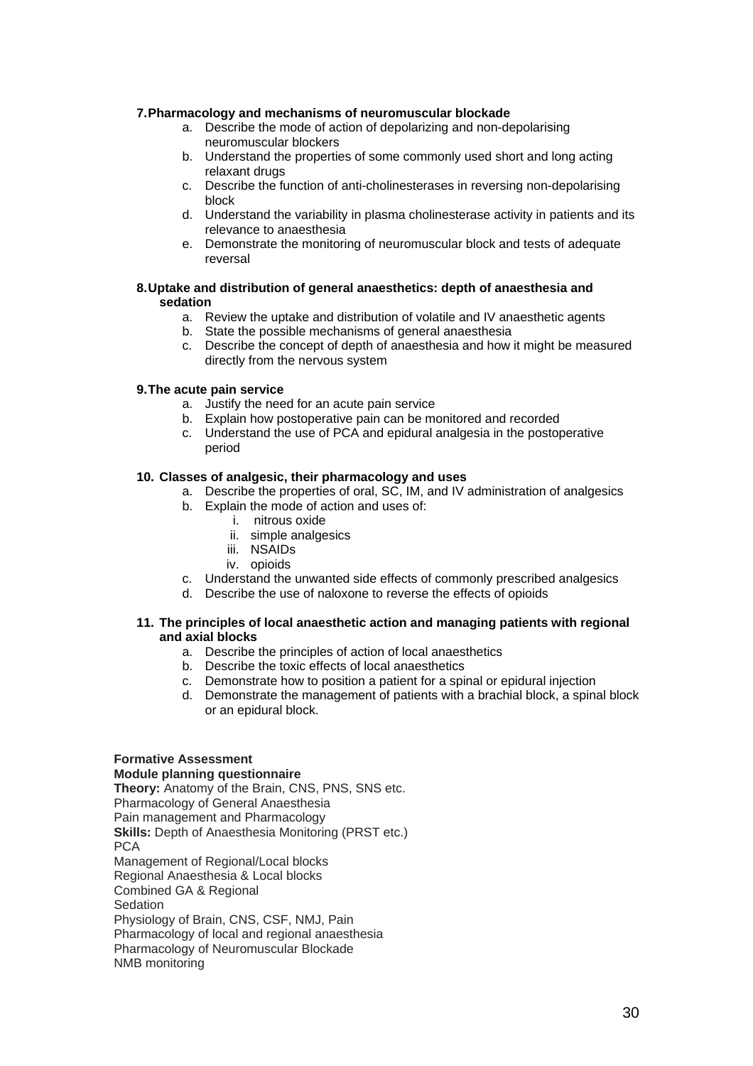**7. Pharmacology and mechanisms of neuromuscular blockade**

a. Describe the mode of action of depolarizing and non-depolarising neuromuscular blockers
b. Understand the properties of some commonly used short and long acting relaxant drugs
c. Describe the function of anti-cholinesterases in reversing non-depolarising block
d. Understand the variability in plasma cholinesterase activity in patients and its relevance to anaesthesia
e. Demonstrate the monitoring of neuromuscular block and tests of adequate reversal

**8. Uptake and distribution of general anaesthetics: depth of anaesthesia and sedation**

a. Review the uptake and distribution of volatile and IV anaesthetic agents
b. State the possible mechanisms of general anaesthesia
c. Describe the concept of depth of anaesthesia and how it might be measured directly from the nervous system

**9. The acute pain service**

a. Justify the need for an acute pain service
b. Explain how postoperative pain can be monitored and recorded
c. Understand the use of PCA and epidural analgesia in the postoperative period

**10. Classes of analgesic, their pharmacology and uses**

a. Describe the properties of oral, SC, IM, and IV administration of analgesics
b. Explain the mode of action and uses of:
   i. nitrous oxide
   ii. simple analgesics
   iii. NSAIDs
   iv. opioids
c. Understand the unwanted side effects of commonly prescribed analgesics
d. Describe the use of naloxone to reverse the effects of opioids

**11. The principles of local anaesthetic action and managing patients with regional and axial blocks**

a. Describe the principles of action of local anaesthetics
b. Describe the toxic effects of local anaesthetics
c. Demonstrate how to position a patient for a spinal or epidural injection
d. Demonstrate the management of patients with a brachial block, a spinal block or an epidural block.

**Formative Assessment**
**Module planning questionnaire**
**Theory:** Anatomy of the Brain, CNS, PNS, SNS etc.
Pharmacology of General Anaesthesia
Pain management and Pharmacology
**Skills:** Depth of Anaesthesia Monitoring (PRST etc.)
PCA
Management of Regional/Local blocks
Regional Anaesthesia & Local blocks
Combined GA & Regional
Sedation
Physiology of Brain, CNS, CSF, NMJ, Pain
Pharmacology of local and regional anaesthesia
Pharmacology of Neuromuscular Blockade
NMB monitoring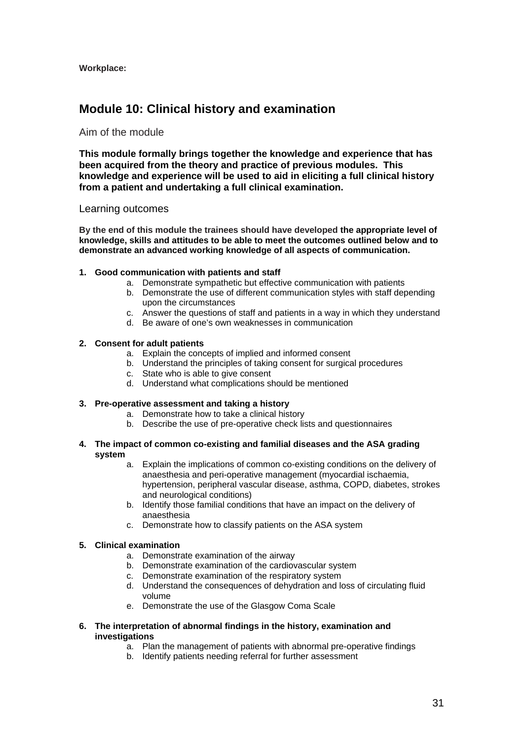**Workplace:**

## Module 10: Clinical history and examination

### Aim of the module

**This module formally brings together the knowledge and experience that has been acquired from the theory and practice of previous modules. This knowledge and experience will be used to aid in eliciting a full clinical history from a patient and undertaking a full clinical examination.**

### Learning outcomes

**By the end of this module the trainees should have developed the appropriate level of knowledge, skills and attitudes to be able to meet the outcomes outlined below and to demonstrate an advanced working knowledge of all aspects of communication.**

1. **Good communication with patients and staff**
    a. Demonstrate sympathetic but effective communication with patients
    b. Demonstrate the use of different communication styles with staff depending upon the circumstances
    c. Answer the questions of staff and patients in a way in which they understand
    d. Be aware of one's own weaknesses in communication

2. **Consent for adult patients**
    a. Explain the concepts of implied and informed consent
    b. Understand the principles of taking consent for surgical procedures
    c. State who is able to give consent
    d. Understand what complications should be mentioned

3. **Pre-operative assessment and taking a history**
    a. Demonstrate how to take a clinical history
    b. Describe the use of pre-operative check lists and questionnaires

4. **The impact of common co-existing and familial diseases and the ASA grading system**
    a. Explain the implications of common co-existing conditions on the delivery of anaesthesia and peri-operative management (myocardial ischaemia, hypertension, peripheral vascular disease, asthma, COPD, diabetes, strokes and neurological conditions)
    b. Identify those familial conditions that have an impact on the delivery of anaesthesia
    c. Demonstrate how to classify patients on the ASA system

5. **Clinical examination**
    a. Demonstrate examination of the airway
    b. Demonstrate examination of the cardiovascular system
    c. Demonstrate examination of the respiratory system
    d. Understand the consequences of dehydration and loss of circulating fluid volume
    e. Demonstrate the use of the Glasgow Coma Scale

6. **The interpretation of abnormal findings in the history, examination and investigations**
    a. Plan the management of patients with abnormal pre-operative findings
    b. Identify patients needing referral for further assessment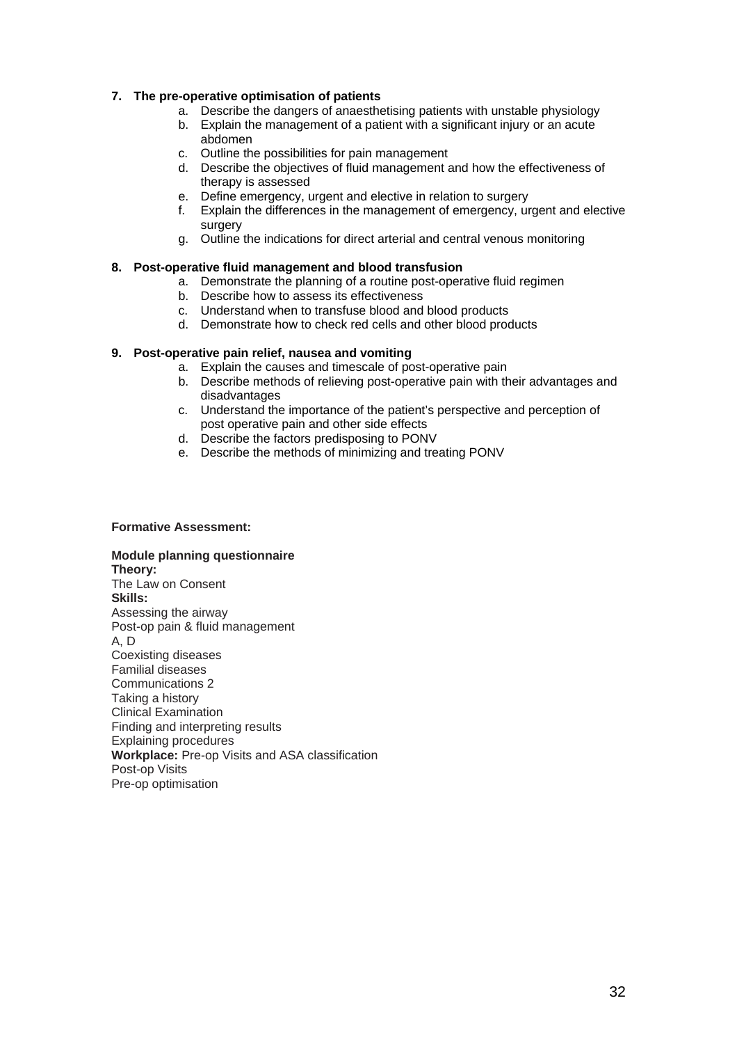7. **The pre-operative optimisation of patients**
    a. Describe the dangers of anaesthetising patients with unstable physiology
    b. Explain the management of a patient with a significant injury or an acute abdomen
    c. Outline the possibilities for pain management
    d. Describe the objectives of fluid management and how the effectiveness of therapy is assessed
    e. Define emergency, urgent and elective in relation to surgery
    f. Explain the differences in the management of emergency, urgent and elective surgery
    g. Outline the indications for direct arterial and central venous monitoring

8. **Post-operative fluid management and blood transfusion**
    a. Demonstrate the planning of a routine post-operative fluid regimen
    b. Describe how to assess its effectiveness
    c. Understand when to transfuse blood and blood products
    d. Demonstrate how to check red cells and other blood products

9. **Post-operative pain relief, nausea and vomiting**
    a. Explain the causes and timescale of post-operative pain
    b. Describe methods of relieving post-operative pain with their advantages and disadvantages
    c. Understand the importance of the patient's perspective and perception of post operative pain and other side effects
    d. Describe the factors predisposing to PONV
    e. Describe the methods of minimizing and treating PONV

**Formative Assessment:**

**Module planning questionnaire**
**Theory:**
The Law on Consent
**Skills:**
Assessing the airway
Post-op pain & fluid management
A, D
Coexisting diseases
Familial diseases
Communications 2
Taking a history
Clinical Examination
Finding and interpreting results
Explaining procedures
**Workplace:** Pre-op Visits and ASA classification
Post-op Visits
Pre-op optimisation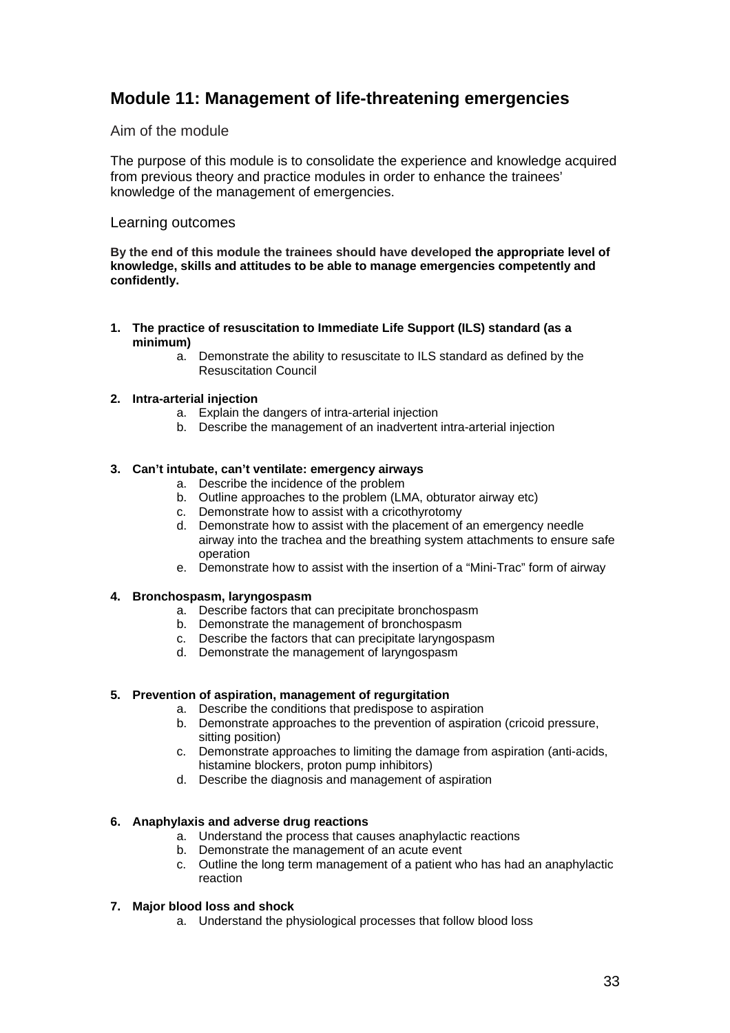## Module 11: Management of life-threatening emergencies

### Aim of the module

The purpose of this module is to consolidate the experience and knowledge acquired from previous theory and practice modules in order to enhance the trainees' knowledge of the management of emergencies.

### Learning outcomes

**By the end of this module the trainees should have developed the appropriate level of knowledge, skills and attitudes to be able to manage emergencies competently and confidently.**

1. **The practice of resuscitation to Immediate Life Support (ILS) standard (as a minimum)**
    a. Demonstrate the ability to resuscitate to ILS standard as defined by the Resuscitation Council

2. **Intra-arterial injection**
    a. Explain the dangers of intra-arterial injection
    b. Describe the management of an inadvertent intra-arterial injection

3. **Can't intubate, can't ventilate: emergency airways**
    a. Describe the incidence of the problem
    b. Outline approaches to the problem (LMA, obturator airway etc)
    c. Demonstrate how to assist with a cricothyrotomy
    d. Demonstrate how to assist with the placement of an emergency needle airway into the trachea and the breathing system attachments to ensure safe operation
    e. Demonstrate how to assist with the insertion of a "Mini-Trac" form of airway

4. **Bronchospasm, laryngospasm**
    a. Describe factors that can precipitate bronchospasm
    b. Demonstrate the management of bronchospasm
    c. Describe the factors that can precipitate laryngospasm
    d. Demonstrate the management of laryngospasm

5. **Prevention of aspiration, management of regurgitation**
    a. Describe the conditions that predispose to aspiration
    b. Demonstrate approaches to the prevention of aspiration (cricoid pressure, sitting position)
    c. Demonstrate approaches to limiting the damage from aspiration (anti-acids, histamine blockers, proton pump inhibitors)
    d. Describe the diagnosis and management of aspiration

6. **Anaphylaxis and adverse drug reactions**
    a. Understand the process that causes anaphylactic reactions
    b. Demonstrate the management of an acute event
    c. Outline the long term management of a patient who has had an anaphylactic reaction

7. **Major blood loss and shock**
    a. Understand the physiological processes that follow blood loss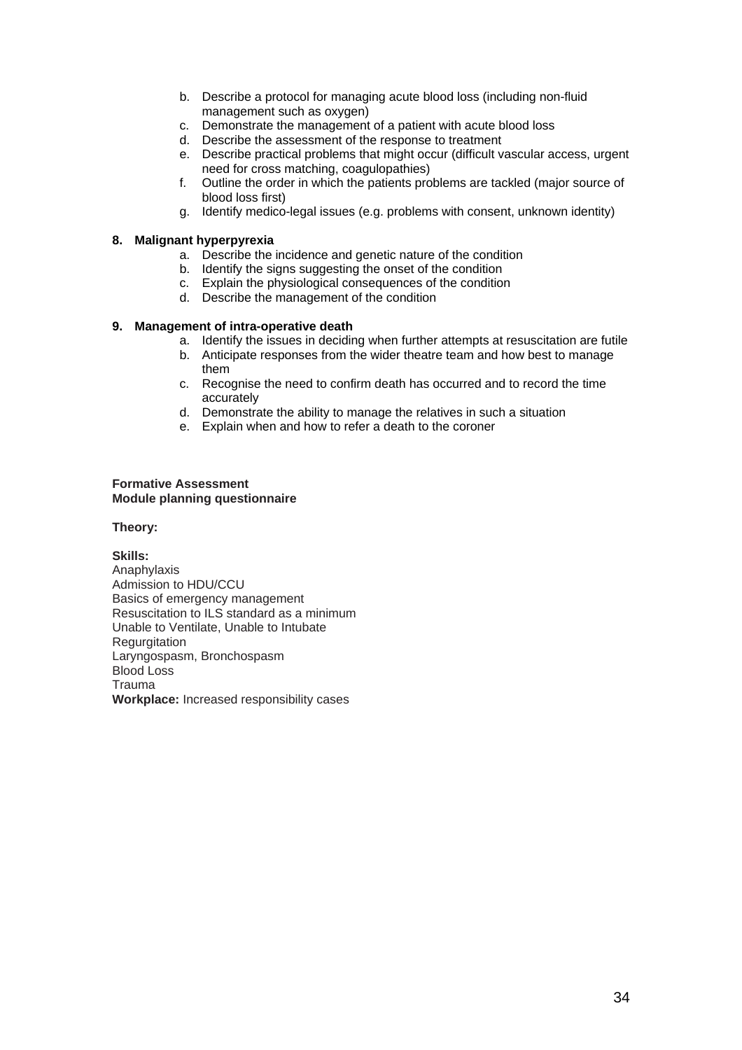b. Describe a protocol for managing acute blood loss (including non-fluid management such as oxygen)
   c. Demonstrate the management of a patient with acute blood loss
   d. Describe the assessment of the response to treatment
   e. Describe practical problems that might occur (difficult vascular access, urgent need for cross matching, coagulopathies)
   f. Outline the order in which the patients problems are tackled (major source of blood loss first)
   g. Identify medico-legal issues (e.g. problems with consent, unknown identity)

**8. Malignant hyperpyrexia**

   a. Describe the incidence and genetic nature of the condition
   b. Identify the signs suggesting the onset of the condition
   c. Explain the physiological consequences of the condition
   d. Describe the management of the condition

**9. Management of intra-operative death**

   a. Identify the issues in deciding when further attempts at resuscitation are futile
   b. Anticipate responses from the wider theatre team and how best to manage them
   c. Recognise the need to confirm death has occurred and to record the time accurately
   d. Demonstrate the ability to manage the relatives in such a situation
   e. Explain when and how to refer a death to the coroner

**Formative Assessment**
**Module planning questionnaire**

**Theory:**

**Skills:**
Anaphylaxis
Admission to HDU/CCU
Basics of emergency management
Resuscitation to ILS standard as a minimum
Unable to Ventilate, Unable to Intubate
Regurgitation
Laryngospasm, Bronchospasm
Blood Loss
Trauma
**Workplace:** Increased responsibility cases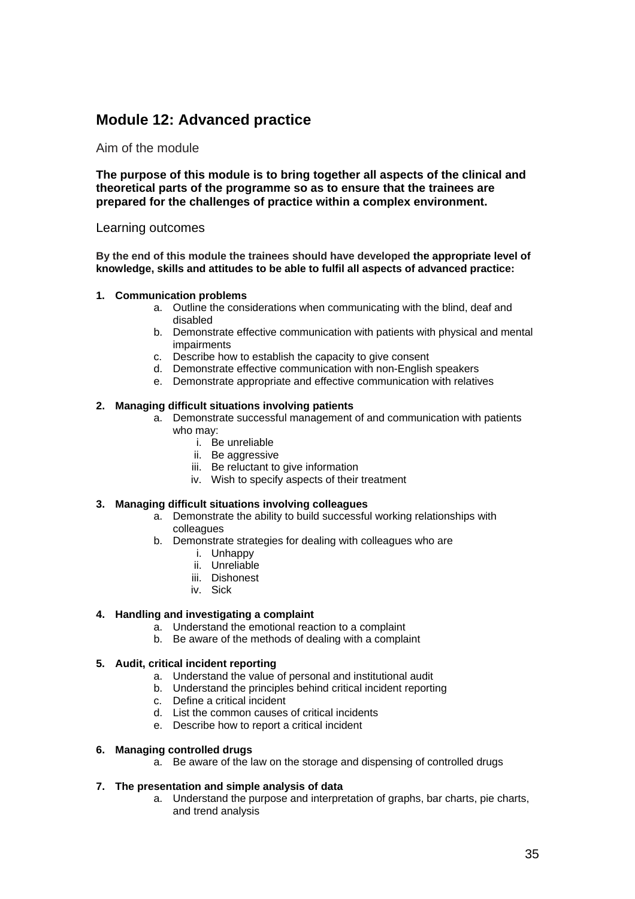## Module 12: Advanced practice

### Aim of the module

**The purpose of this module is to bring together all aspects of the clinical and theoretical parts of the programme so as to ensure that the trainees are prepared for the challenges of practice within a complex environment.**

### Learning outcomes

**By the end of this module the trainees should have developed the appropriate level of knowledge, skills and attitudes to be able to fulfil all aspects of advanced practice:**

1. **Communication problems**
    a. Outline the considerations when communicating with the blind, deaf and disabled
    b. Demonstrate effective communication with patients with physical and mental impairments
    c. Describe how to establish the capacity to give consent
    d. Demonstrate effective communication with non-English speakers
    e. Demonstrate appropriate and effective communication with relatives

2. **Managing difficult situations involving patients**
    a. Demonstrate successful management of and communication with patients who may:
        i. Be unreliable
        ii. Be aggressive
        iii. Be reluctant to give information
        iv. Wish to specify aspects of their treatment

3. **Managing difficult situations involving colleagues**
    a. Demonstrate the ability to build successful working relationships with colleagues
    b. Demonstrate strategies for dealing with colleagues who are
        i. Unhappy
        ii. Unreliable
        iii. Dishonest
        iv. Sick

4. **Handling and investigating a complaint**
    a. Understand the emotional reaction to a complaint
    b. Be aware of the methods of dealing with a complaint

5. **Audit, critical incident reporting**
    a. Understand the value of personal and institutional audit
    b. Understand the principles behind critical incident reporting
    c. Define a critical incident
    d. List the common causes of critical incidents
    e. Describe how to report a critical incident

6. **Managing controlled drugs**
    a. Be aware of the law on the storage and dispensing of controlled drugs

7. **The presentation and simple analysis of data**
    a. Understand the purpose and interpretation of graphs, bar charts, pie charts, and trend analysis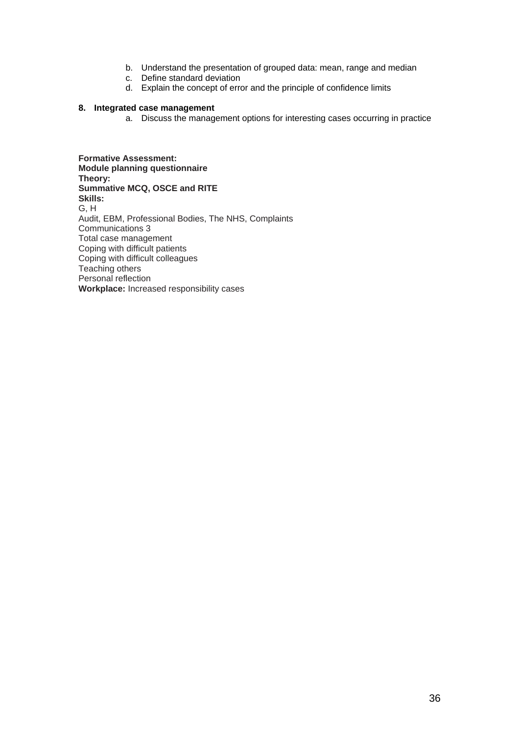b. Understand the presentation of grouped data: mean, range and median
   c. Define standard deviation
   d. Explain the concept of error and the principle of confidence limits

**8. Integrated case management**

   a. Discuss the management options for interesting cases occurring in practice

**Formative Assessment:**
**Module planning questionnaire**
**Theory:**
**Summative MCQ, OSCE and RITE**
**Skills:**
G, H
Audit, EBM, Professional Bodies, The NHS, Complaints
Communications 3
Total case management
Coping with difficult patients
Coping with difficult colleagues
Teaching others
Personal reflection
**Workplace:** Increased responsibility cases